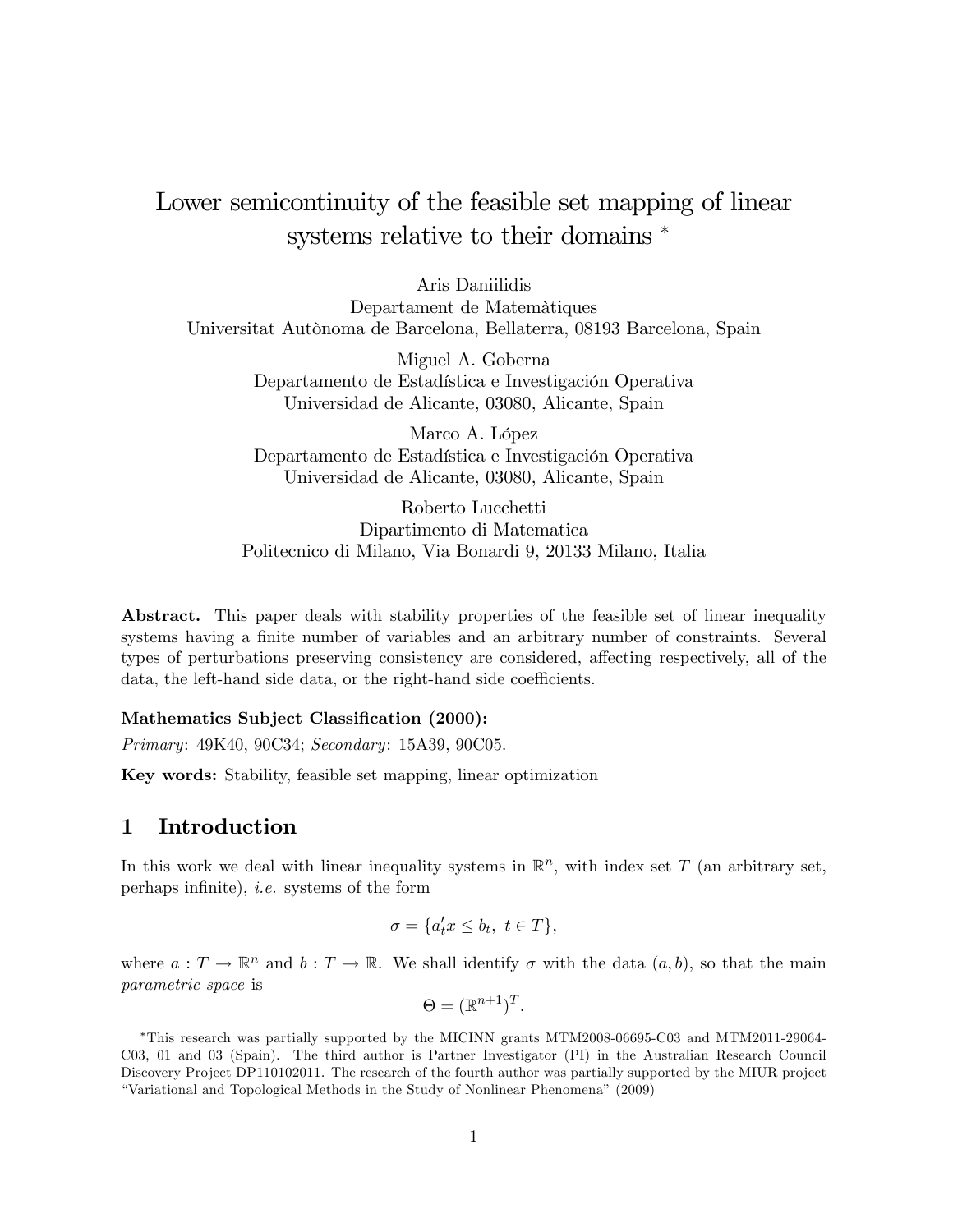# Lower semicontinuity of the feasible set mapping of linear systems relative to their domains *

Aris Daniilidis
Departament de Matemàtiques
Universitat Autònoma de Barcelona, Bellaterra, 08193 Barcelona, Spain

Miguel A. Goberna
Departamento de Estadística e Investigación Operativa
Universidad de Alicante, 03080, Alicante, Spain

Marco A. López
Departamento de Estadística e Investigación Operativa
Universidad de Alicante, 03080, Alicante, Spain

Roberto Lucchetti
Dipartimento di Matematica
Politecnico di Milano, Via Bonardi 9, 20133 Milano, Italia

**Abstract.** This paper deals with stability properties of the feasible set of linear inequality systems having a finite number of variables and an arbitrary number of constraints. Several types of perturbations preserving consistency are considered, affecting respectively, all of the data, the left-hand side data, or the right-hand side coefficients.

**Mathematics Subject Classification (2000):**

*Primary*: 49K40, 90C34; *Secondary*: 15A39, 90C05.

**Key words:** Stability, feasible set mapping, linear optimization

## 1 Introduction

In this work we deal with linear inequality systems in $\mathbb{R}^n$, with index set $T$ (an arbitrary set, perhaps infinite), *i.e.* systems of the form

$$\sigma = \{a_t' x \leq b_t,\ t \in T\},$$

where $a : T \to \mathbb{R}^n$ and $b : T \to \mathbb{R}$. We shall identify $\sigma$ with the data $(a, b)$, so that the main *parametric space* is

$$\Theta = \left(\mathbb{R}^{n+1}\right)^T.$$

*This research was partially supported by the MICINN grants MTM2008-06695-C03 and MTM2011-29064-C03, 01 and 03 (Spain). The third author is Partner Investigator (PI) in the Australian Research Council Discovery Project DP110102011. The research of the fourth author was partially supported by the MIUR project "Variational and Topological Methods in the Study of Nonlinear Phenomena" (2009)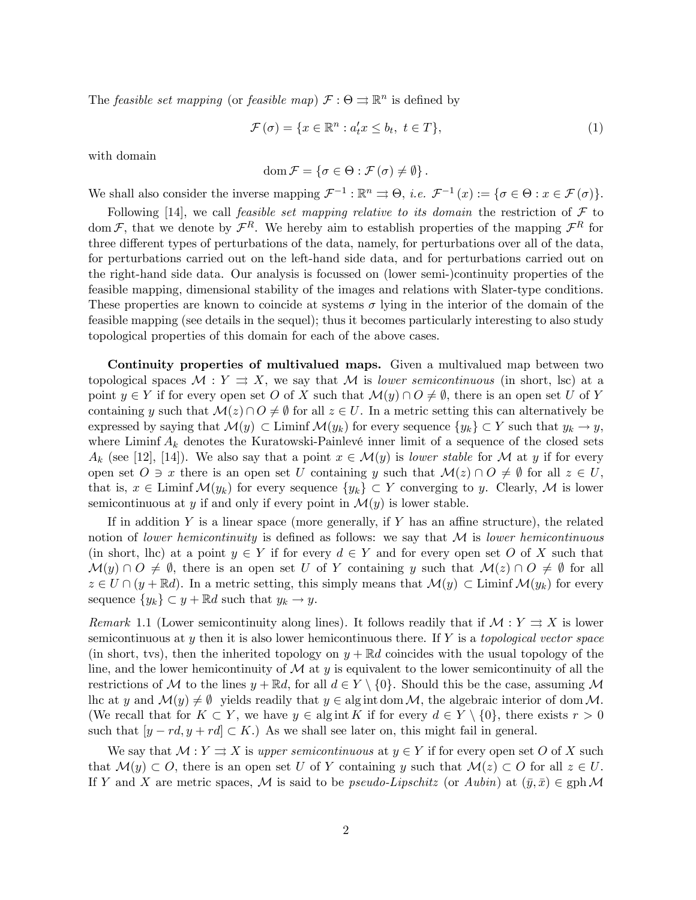The *feasible set mapping* (or *feasible map*) $\mathcal{F} : \Theta \rightrightarrows \mathbb{R}^n$ is defined by

$$\mathcal{F}(\sigma) = \{x \in \mathbb{R}^n : a_t' x \leq b_t,\ t \in T\}, \tag{1}$$

with domain

$$\operatorname{dom} \mathcal{F} = \{\sigma \in \Theta : \mathcal{F}(\sigma) \neq \emptyset\}.$$

We shall also consider the inverse mapping $\mathcal{F}^{-1} : \mathbb{R}^n \rightrightarrows \Theta$, *i.e.* $\mathcal{F}^{-1}(x) := \{\sigma \in \Theta : x \in \mathcal{F}(\sigma)\}$.

Following [14], we call *feasible set mapping relative to its domain* the restriction of $\mathcal{F}$ to $\operatorname{dom} \mathcal{F}$, that we denote by $\mathcal{F}^R$. We hereby aim to establish properties of the mapping $\mathcal{F}^R$ for three different types of perturbations of the data, namely, for perturbations over all of the data, for perturbations carried out on the left-hand side data, and for perturbations carried out on the right-hand side data. Our analysis is focussed on (lower semi-)continuity properties of the feasible mapping, dimensional stability of the images and relations with Slater-type conditions. These properties are known to coincide at systems $\sigma$ lying in the interior of the domain of the feasible mapping (see details in the sequel); thus it becomes particularly interesting to also study topological properties of this domain for each of the above cases.

**Continuity properties of multivalued maps.** Given a multivalued map between two topological spaces $\mathcal{M} : Y \rightrightarrows X$, we say that $\mathcal{M}$ is *lower semicontinuous* (in short, lsc) at a point $y \in Y$ if for every open set $O$ of $X$ such that $\mathcal{M}(y) \cap O \neq \emptyset$, there is an open set $U$ of $Y$ containing $y$ such that $\mathcal{M}(z) \cap O \neq \emptyset$ for all $z \in U$. In a metric setting this can alternatively be expressed by saying that $\mathcal{M}(y) \subset \operatorname{Liminf} \mathcal{M}(y_k)$ for every sequence $\{y_k\} \subset Y$ such that $y_k \to y$, where $\operatorname{Liminf} A_k$ denotes the Kuratowski-Painlevé inner limit of a sequence of the closed sets $A_k$ (see [12], [14]). We also say that a point $x \in \mathcal{M}(y)$ is *lower stable* for $\mathcal{M}$ at $y$ if for every open set $O \ni x$ there is an open set $U$ containing $y$ such that $\mathcal{M}(z) \cap O \neq \emptyset$ for all $z \in U$, that is, $x \in \operatorname{Liminf} \mathcal{M}(y_k)$ for every sequence $\{y_k\} \subset Y$ converging to $y$. Clearly, $\mathcal{M}$ is lower semicontinuous at $y$ if and only if every point in $\mathcal{M}(y)$ is lower stable.

If in addition $Y$ is a linear space (more generally, if $Y$ has an affine structure), the related notion of *lower hemicontinuity* is defined as follows: we say that $\mathcal{M}$ is *lower hemicontinuous* (in short, lhc) at a point $y \in Y$ if for every $d \in Y$ and for every open set $O$ of $X$ such that $\mathcal{M}(y) \cap O \neq \emptyset$, there is an open set $U$ of $Y$ containing $y$ such that $\mathcal{M}(z) \cap O \neq \emptyset$ for all $z \in U \cap (y + \mathbb{R}d)$. In a metric setting, this simply means that $\mathcal{M}(y) \subset \operatorname{Liminf} \mathcal{M}(y_k)$ for every sequence $\{y_k\} \subset y + \mathbb{R}d$ such that $y_k \to y$.

*Remark* 1.1 (Lower semicontinuity along lines). It follows readily that if $\mathcal{M} : Y \rightrightarrows X$ is lower semicontinuous at $y$ then it is also lower hemicontinuous there. If $Y$ is a *topological vector space* (in short, tvs), then the inherited topology on $y + \mathbb{R}d$ coincides with the usual topology of the line, and the lower hemicontinuity of $\mathcal{M}$ at $y$ is equivalent to the lower semicontinuity of all the restrictions of $\mathcal{M}$ to the lines $y + \mathbb{R}d$, for all $d \in Y \setminus \{0\}$. Should this be the case, assuming $\mathcal{M}$ lhc at $y$ and $\mathcal{M}(y) \neq \emptyset$ yields readily that $y \in \operatorname{alg\,int} \operatorname{dom} \mathcal{M}$, the algebraic interior of $\operatorname{dom} \mathcal{M}$. (We recall that for $K \subset Y$, we have $y \in \operatorname{alg\,int} K$ if for every $d \in Y \setminus \{0\}$, there exists $r > 0$ such that $[y - rd, y + rd] \subset K$.) As we shall see later on, this might fail in general.

We say that $\mathcal{M} : Y \rightrightarrows X$ is *upper semicontinuous* at $y \in Y$ if for every open set $O$ of $X$ such that $\mathcal{M}(y) \subset O$, there is an open set $U$ of $Y$ containing $y$ such that $\mathcal{M}(z) \subset O$ for all $z \in U$. If $Y$ and $X$ are metric spaces, $\mathcal{M}$ is said to be *pseudo-Lipschitz* (or *Aubin*) at $(\bar{y}, \bar{x}) \in \operatorname{gph} \mathcal{M}$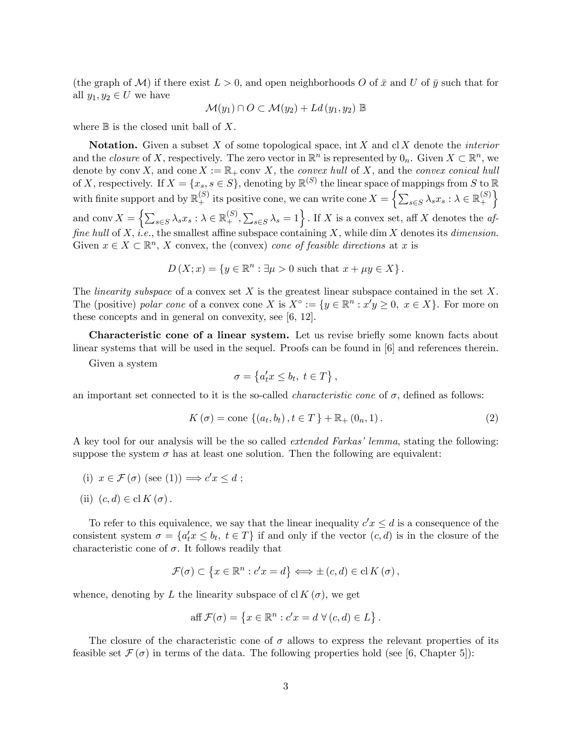(the graph of $\mathcal{M}$) if there exist $L > 0$, and open neighborhoods $O$ of $\bar{x}$ and $U$ of $\bar{y}$ such that for all $y_1, y_2 \in U$ we have

$$\mathcal{M}(y_1) \cap O \subset \mathcal{M}(y_2) + Ld(y_1, y_2)\, \mathbb{B}$$

where $\mathbb{B}$ is the closed unit ball of $X$.

**Notation.** Given a subset $X$ of some topological space, $\operatorname{int} X$ and $\operatorname{cl} X$ denote the *interior* and the *closure* of $X$, respectively. The zero vector in $\mathbb{R}^n$ is represented by $0_n$. Given $X \subset \mathbb{R}^n$, we denote by $\operatorname{conv} X$, and $\operatorname{cone} X := \mathbb{R}_+ \operatorname{conv} X$, the *convex hull* of $X$, and the *convex conical hull* of $X$, respectively. If $X = \{x_s, s \in S\}$, denoting by $\mathbb{R}^{(S)}$ the linear space of mappings from $S$ to $\mathbb{R}$ with finite support and by $\mathbb{R}_+^{(S)}$ its positive cone, we can write $\operatorname{cone} X = \left\{ \sum_{s \in S} \lambda_s x_s : \lambda \in \mathbb{R}_+^{(S)} \right\}$ and $\operatorname{conv} X = \left\{ \sum_{s \in S} \lambda_s x_s : \lambda \in \mathbb{R}_+^{(S)}, \sum_{s \in S} \lambda_s = 1 \right\}$. If $X$ is a convex set, $\operatorname{aff} X$ denotes the *affine hull* of $X$, *i.e.*, the smallest affine subspace containing $X$, while $\dim X$ denotes its *dimension*. Given $x \in X \subset \mathbb{R}^n$, $X$ convex, the (convex) *cone of feasible directions* at $x$ is

$$D(X; x) = \{ y \in \mathbb{R}^n : \exists \mu > 0 \text{ such that } x + \mu y \in X \}.$$

The *linearity subspace* of a convex set $X$ is the greatest linear subspace contained in the set $X$. The (positive) *polar cone* of a convex cone $X$ is $X^\circ := \{ y \in \mathbb{R}^n : x'y \geq 0, \ x \in X \}$. For more on these concepts and in general on convexity, see [6, 12].

**Characteristic cone of a linear system.** Let us revise briefly some known facts about linear systems that will be used in the sequel. Proofs can be found in [6] and references therein.

Given a system

$$\sigma = \left\{ a_t' x \leq b_t, \ t \in T \right\},$$

an important set connected to it is the so-called *characteristic cone* of $\sigma$, defined as follows:

$$K(\sigma) = \operatorname{cone} \{ (a_t, b_t), t \in T \} + \mathbb{R}_+ (0_n, 1). \tag{2}$$

A key tool for our analysis will be the so called *extended Farkas' lemma*, stating the following: suppose the system $\sigma$ has at least one solution. Then the following are equivalent:

(i) $x \in \mathcal{F}(\sigma)$ (see (1)) $\Longrightarrow c'x \leq d$ ;

(ii) $(c, d) \in \operatorname{cl} K(\sigma)$.

To refer to this equivalence, we say that the linear inequality $c'x \leq d$ is a consequence of the consistent system $\sigma = \{a_t' x \leq b_t, \ t \in T\}$ if and only if the vector $(c, d)$ is in the closure of the characteristic cone of $\sigma$. It follows readily that

$$\mathcal{F}(\sigma) \subset \left\{ x \in \mathbb{R}^n : c'x = d \right\} \Longleftrightarrow \pm (c, d) \in \operatorname{cl} K(\sigma),$$

whence, denoting by $L$ the linearity subspace of $\operatorname{cl} K(\sigma)$, we get

$$\operatorname{aff} \mathcal{F}(\sigma) = \left\{ x \in \mathbb{R}^n : c'x = d \ \forall (c, d) \in L \right\}.$$

The closure of the characteristic cone of $\sigma$ allows to express the relevant properties of its feasible set $\mathcal{F}(\sigma)$ in terms of the data. The following properties hold (see [6, Chapter 5]):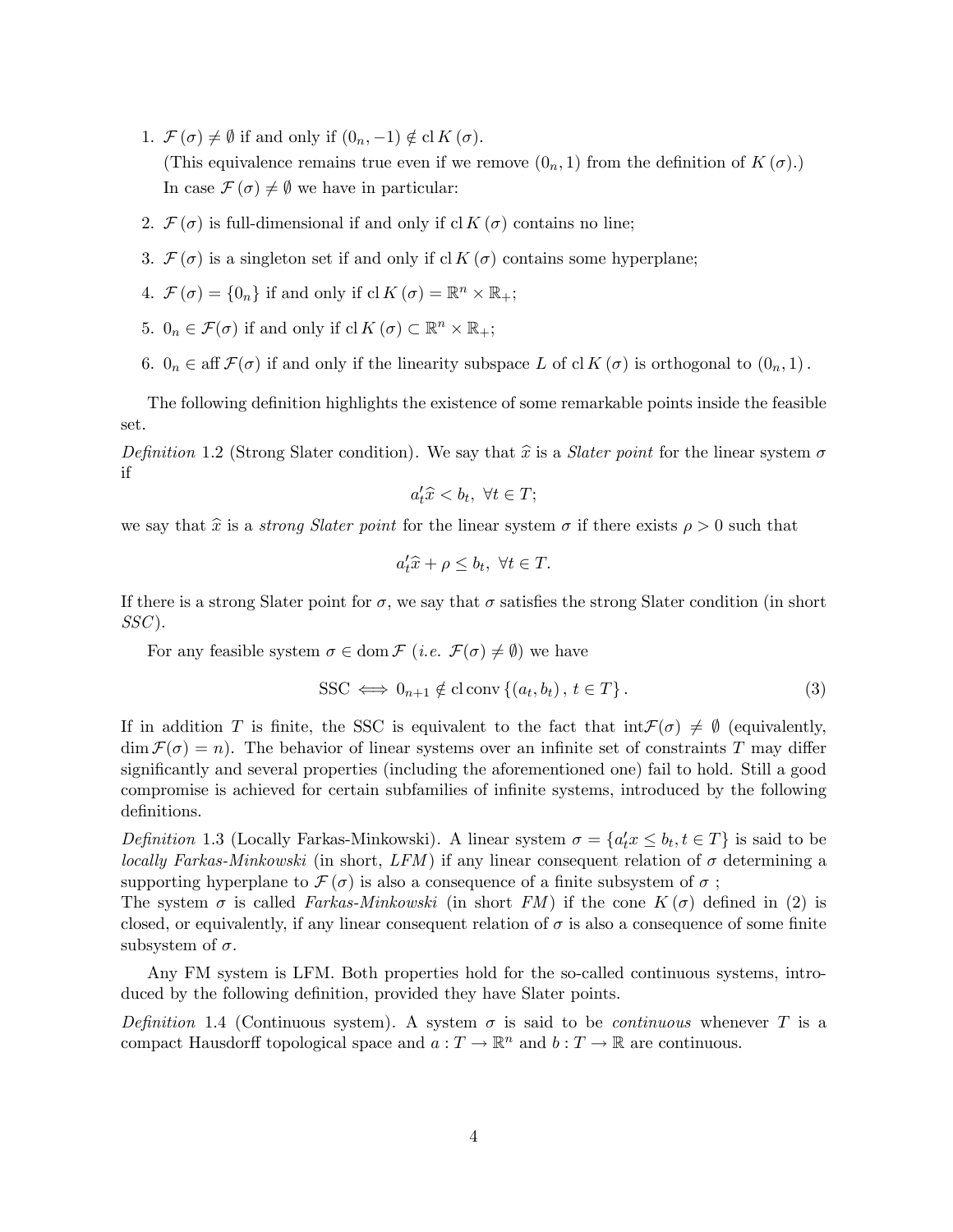1. $\mathcal{F}(\sigma) \neq \emptyset$ if and only if $(0_n, -1) \notin \operatorname{cl} K(\sigma)$.

   (This equivalence remains true even if we remove $(0_n, 1)$ from the definition of $K(\sigma)$.)

   In case $\mathcal{F}(\sigma) \neq \emptyset$ we have in particular:

2. $\mathcal{F}(\sigma)$ is full-dimensional if and only if $\operatorname{cl} K(\sigma)$ contains no line;

3. $\mathcal{F}(\sigma)$ is a singleton set if and only if $\operatorname{cl} K(\sigma)$ contains some hyperplane;

4. $\mathcal{F}(\sigma) = \{0_n\}$ if and only if $\operatorname{cl} K(\sigma) = \mathbb{R}^n \times \mathbb{R}_+$;

5. $0_n \in \mathcal{F}(\sigma)$ if and only if $\operatorname{cl} K(\sigma) \subset \mathbb{R}^n \times \mathbb{R}_+$;

6. $0_n \in \operatorname{aff} \mathcal{F}(\sigma)$ if and only if the linearity subspace $L$ of $\operatorname{cl} K(\sigma)$ is orthogonal to $(0_n, 1)$.

The following definition highlights the existence of some remarkable points inside the feasible set.

*Definition* 1.2 (Strong Slater condition). We say that $\widehat{x}$ is a *Slater point* for the linear system $\sigma$ if

$$a_t' \widehat{x} < b_t, \ \forall t \in T;$$

we say that $\widehat{x}$ is a *strong Slater point* for the linear system $\sigma$ if there exists $\rho > 0$ such that

$$a_t' \widehat{x} + \rho \leq b_t, \ \forall t \in T.$$

If there is a strong Slater point for $\sigma$, we say that $\sigma$ satisfies the strong Slater condition (in short *SSC*).

For any feasible system $\sigma \in \operatorname{dom} \mathcal{F}$ (*i.e.* $\mathcal{F}(\sigma) \neq \emptyset$) we have

$$\text{SSC} \iff 0_{n+1} \notin \operatorname{cl} \operatorname{conv} \{(a_t, b_t), \ t \in T\}. \tag{3}$$

If in addition $T$ is finite, the SSC is equivalent to the fact that $\operatorname{int} \mathcal{F}(\sigma) \neq \emptyset$ (equivalently, $\dim \mathcal{F}(\sigma) = n$). The behavior of linear systems over an infinite set of constraints $T$ may differ significantly and several properties (including the aforementioned one) fail to hold. Still a good compromise is achieved for certain subfamilies of infinite systems, introduced by the following definitions.

*Definition* 1.3 (Locally Farkas-Minkowski). A linear system $\sigma = \{a_t' x \leq b_t, t \in T\}$ is said to be *locally Farkas-Minkowski* (in short, *LFM*) if any linear consequent relation of $\sigma$ determining a supporting hyperplane to $\mathcal{F}(\sigma)$ is also a consequence of a finite subsystem of $\sigma$ ;

The system $\sigma$ is called *Farkas-Minkowski* (in short *FM*) if the cone $K(\sigma)$ defined in (2) is closed, or equivalently, if any linear consequent relation of $\sigma$ is also a consequence of some finite subsystem of $\sigma$.

Any FM system is LFM. Both properties hold for the so-called continuous systems, introduced by the following definition, provided they have Slater points.

*Definition* 1.4 (Continuous system). A system $\sigma$ is said to be *continuous* whenever $T$ is a compact Hausdorff topological space and $a : T \to \mathbb{R}^n$ and $b : T \to \mathbb{R}$ are continuous.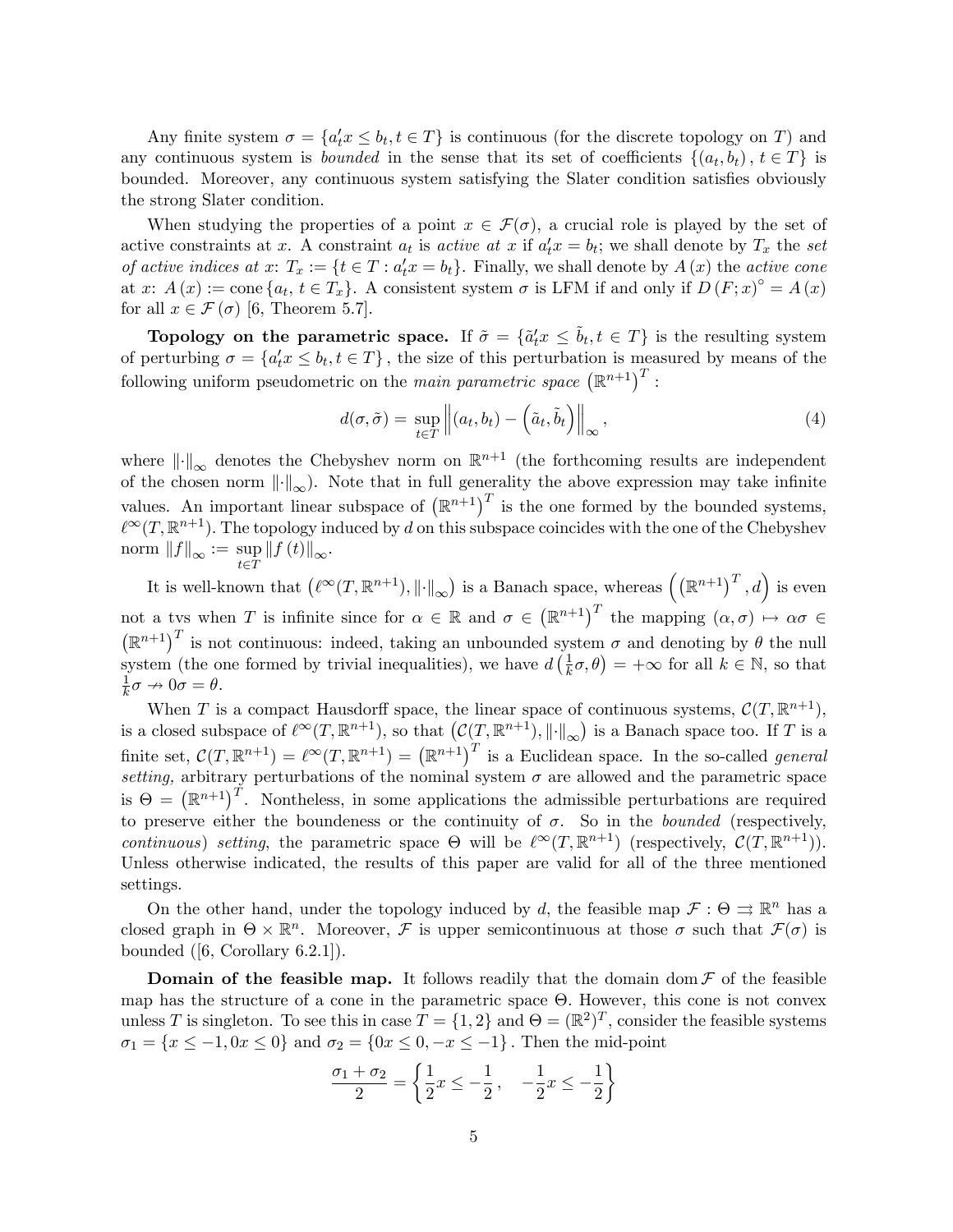Any finite system $\sigma = \{a_t'x \leq b_t, t \in T\}$ is continuous (for the discrete topology on $T$) and any continuous system is *bounded* in the sense that its set of coefficients $\{(a_t, b_t), t \in T\}$ is bounded. Moreover, any continuous system satisfying the Slater condition satisfies obviously the strong Slater condition.

When studying the properties of a point $x \in \mathcal{F}(\sigma)$, a crucial role is played by the set of active constraints at $x$. A constraint $a_t$ is *active at* $x$ if $a_t'x = b_t$; we shall denote by $T_x$ the *set of active indices at* $x$: $T_x := \{t \in T : a_t'x = b_t\}$. Finally, we shall denote by $A(x)$ the *active cone* at $x$: $A(x) := \text{cone}\{a_t, t \in T_x\}$. A consistent system $\sigma$ is LFM if and only if $D(F; x)^{\circ} = A(x)$ for all $x \in \mathcal{F}(\sigma)$ [6, Theorem 5.7].

**Topology on the parametric space.** If $\tilde{\sigma} = \{\tilde{a}_t'x \leq \tilde{b}_t, t \in T\}$ is the resulting system of perturbing $\sigma = \{a_t'x \leq b_t, t \in T\}$, the size of this perturbation is measured by means of the following uniform pseudometric on the *main parametric space* $\left(\mathbb{R}^{n+1}\right)^T$ :

$$d(\sigma, \tilde{\sigma}) = \sup_{t \in T} \left\| (a_t, b_t) - \left(\tilde{a}_t, \tilde{b}_t\right) \right\|_{\infty}, \tag{4}$$

where $\|\cdot\|_{\infty}$ denotes the Chebyshev norm on $\mathbb{R}^{n+1}$ (the forthcoming results are independent of the chosen norm $\|\cdot\|_{\infty}$). Note that in full generality the above expression may take infinite values. An important linear subspace of $\left(\mathbb{R}^{n+1}\right)^T$ is the one formed by the bounded systems, $\ell^{\infty}(T, \mathbb{R}^{n+1})$. The topology induced by $d$ on this subspace coincides with the one of the Chebyshev norm $\|f\|_{\infty} := \sup_{t \in T} \|f(t)\|_{\infty}$.

It is well-known that $\left(\ell^{\infty}(T, \mathbb{R}^{n+1}), \|\cdot\|_{\infty}\right)$ is a Banach space, whereas $\left(\left(\mathbb{R}^{n+1}\right)^T, d\right)$ is even not a tvs when $T$ is infinite since for $\alpha \in \mathbb{R}$ and $\sigma \in \left(\mathbb{R}^{n+1}\right)^T$ the mapping $(\alpha, \sigma) \mapsto \alpha\sigma \in \left(\mathbb{R}^{n+1}\right)^T$ is not continuous: indeed, taking an unbounded system $\sigma$ and denoting by $\theta$ the null system (the one formed by trivial inequalities), we have $d\left(\frac{1}{k}\sigma, \theta\right) = +\infty$ for all $k \in \mathbb{N}$, so that $\frac{1}{k}\sigma \nrightarrow 0\sigma = \theta$.

When $T$ is a compact Hausdorff space, the linear space of continuous systems, $\mathcal{C}(T, \mathbb{R}^{n+1})$, is a closed subspace of $\ell^{\infty}(T, \mathbb{R}^{n+1})$, so that $\left(\mathcal{C}(T, \mathbb{R}^{n+1}), \|\cdot\|_{\infty}\right)$ is a Banach space too. If $T$ is a finite set, $\mathcal{C}(T, \mathbb{R}^{n+1}) = \ell^{\infty}(T, \mathbb{R}^{n+1}) = \left(\mathbb{R}^{n+1}\right)^T$ is a Euclidean space. In the so-called *general setting,* arbitrary perturbations of the nominal system $\sigma$ are allowed and the parametric space is $\Theta = \left(\mathbb{R}^{n+1}\right)^T$. Nontheless, in some applications the admissible perturbations are required to preserve either the boundeness or the continuity of $\sigma$. So in the *bounded* (respectively, *continuous*) *setting*, the parametric space $\Theta$ will be $\ell^{\infty}(T, \mathbb{R}^{n+1})$ (respectively, $\mathcal{C}(T, \mathbb{R}^{n+1})$). Unless otherwise indicated, the results of this paper are valid for all of the three mentioned settings.

On the other hand, under the topology induced by $d$, the feasible map $\mathcal{F} : \Theta \rightrightarrows \mathbb{R}^n$ has a closed graph in $\Theta \times \mathbb{R}^n$. Moreover, $\mathcal{F}$ is upper semicontinuous at those $\sigma$ such that $\mathcal{F}(\sigma)$ is bounded ([6, Corollary 6.2.1]).

**Domain of the feasible map.** It follows readily that the domain $\text{dom}\,\mathcal{F}$ of the feasible map has the structure of a cone in the parametric space $\Theta$. However, this cone is not convex unless $T$ is singleton. To see this in case $T = \{1, 2\}$ and $\Theta = (\mathbb{R}^2)^T$, consider the feasible systems $\sigma_1 = \{x \leq -1, 0x \leq 0\}$ and $\sigma_2 = \{0x \leq 0, -x \leq -1\}$. Then the mid-point

$$\frac{\sigma_1 + \sigma_2}{2} = \left\{\frac{1}{2}x \leq -\frac{1}{2}, \quad -\frac{1}{2}x \leq -\frac{1}{2}\right\}$$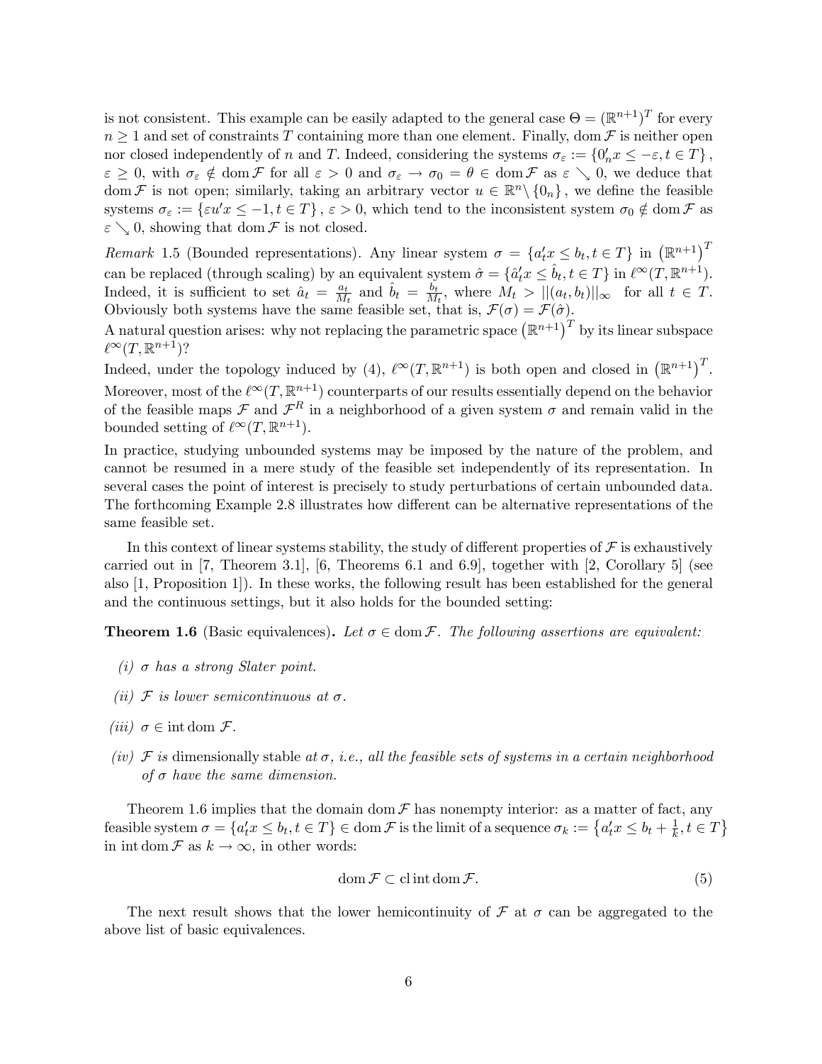is not consistent. This example can be easily adapted to the general case $\Theta = (\mathbb{R}^{n+1})^T$ for every $n \geq 1$ and set of constraints $T$ containing more than one element. Finally, $\operatorname{dom} \mathcal{F}$ is neither open nor closed independently of $n$ and $T$. Indeed, considering the systems $\sigma_\varepsilon := \{0_n' x \leq -\varepsilon, t \in T\}$, $\varepsilon \geq 0$, with $\sigma_\varepsilon \notin \operatorname{dom} \mathcal{F}$ for all $\varepsilon > 0$ and $\sigma_\varepsilon \to \sigma_0 = \theta \in \operatorname{dom} \mathcal{F}$ as $\varepsilon \searrow 0$, we deduce that $\operatorname{dom} \mathcal{F}$ is not open; similarly, taking an arbitrary vector $u \in \mathbb{R}^n \setminus \{0_n\}$, we define the feasible systems $\sigma_\varepsilon := \{\varepsilon u' x \leq -1, t \in T\}$, $\varepsilon > 0$, which tend to the inconsistent system $\sigma_0 \notin \operatorname{dom} \mathcal{F}$ as $\varepsilon \searrow 0$, showing that $\operatorname{dom} \mathcal{F}$ is not closed.

*Remark* 1.5 (Bounded representations). Any linear system $\sigma = \{a_t' x \leq b_t, t \in T\}$ in $(\mathbb{R}^{n+1})^T$ can be replaced (through scaling) by an equivalent system $\hat{\sigma} = \{\hat{a}_t' x \leq \hat{b}_t, t \in T\}$ in $\ell^\infty(T, \mathbb{R}^{n+1})$. Indeed, it is sufficient to set $\hat{a}_t = \frac{a_t}{M_t}$ and $\hat{b}_t = \frac{b_t}{M_t}$, where $M_t > ||(a_t, b_t)||_\infty$ for all $t \in T$. Obviously both systems have the same feasible set, that is, $\mathcal{F}(\sigma) = \mathcal{F}(\hat{\sigma})$.
A natural question arises: why not replacing the parametric space $(\mathbb{R}^{n+1})^T$ by its linear subspace $\ell^\infty(T, \mathbb{R}^{n+1})$?
Indeed, under the topology induced by (4), $\ell^\infty(T, \mathbb{R}^{n+1})$ is both open and closed in $(\mathbb{R}^{n+1})^T$. Moreover, most of the $\ell^\infty(T, \mathbb{R}^{n+1})$ counterparts of our results essentially depend on the behavior of the feasible maps $\mathcal{F}$ and $\mathcal{F}^R$ in a neighborhood of a given system $\sigma$ and remain valid in the bounded setting of $\ell^\infty(T, \mathbb{R}^{n+1})$.
In practice, studying unbounded systems may be imposed by the nature of the problem, and cannot be resumed in a mere study of the feasible set independently of its representation. In several cases the point of interest is precisely to study perturbations of certain unbounded data. The forthcoming Example 2.8 illustrates how different can be alternative representations of the same feasible set.

In this context of linear systems stability, the study of different properties of $\mathcal{F}$ is exhaustively carried out in [7, Theorem 3.1], [6, Theorems 6.1 and 6.9], together with [2, Corollary 5] (see also [1, Proposition 1]). In these works, the following result has been established for the general and the continuous settings, but it also holds for the bounded setting:

**Theorem 1.6** (Basic equivalences)**.** *Let $\sigma \in \operatorname{dom} \mathcal{F}$. The following assertions are equivalent:*

*(i) $\sigma$ has a strong Slater point.*

*(ii) $\mathcal{F}$ is lower semicontinuous at $\sigma$.*

*(iii) $\sigma \in \operatorname{int} \operatorname{dom} \mathcal{F}$.*

*(iv) $\mathcal{F}$ is* dimensionally stable *at $\sigma$, i.e., all the feasible sets of systems in a certain neighborhood of $\sigma$ have the same dimension.*

Theorem 1.6 implies that the domain $\operatorname{dom} \mathcal{F}$ has nonempty interior: as a matter of fact, any feasible system $\sigma = \{a_t' x \leq b_t, t \in T\} \in \operatorname{dom} \mathcal{F}$ is the limit of a sequence $\sigma_k := \{a_t' x \leq b_t + \frac{1}{k}, t \in T\}$ in $\operatorname{int} \operatorname{dom} \mathcal{F}$ as $k \to \infty$, in other words:

$$\operatorname{dom} \mathcal{F} \subset \operatorname{cl} \operatorname{int} \operatorname{dom} \mathcal{F}. \tag{5}$$

The next result shows that the lower hemicontinuity of $\mathcal{F}$ at $\sigma$ can be aggregated to the above list of basic equivalences.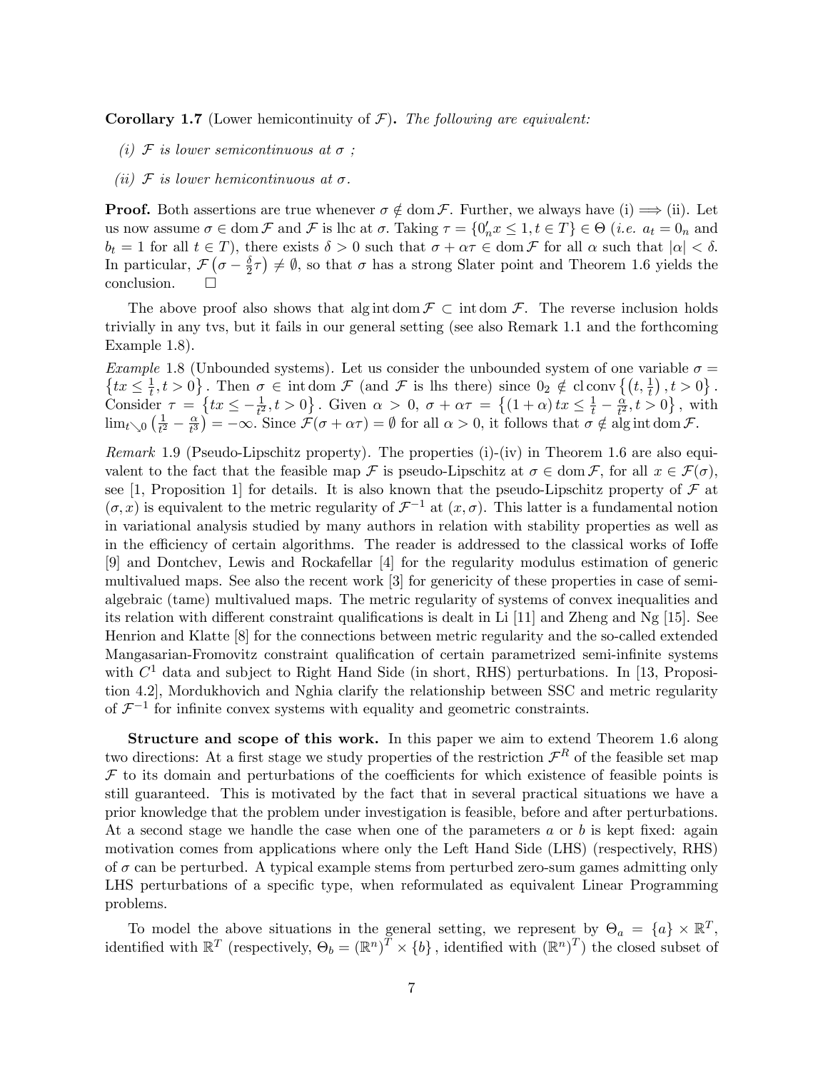**Corollary 1.7** (Lower hemicontinuity of $\mathcal{F}$)**.** *The following are equivalent:*

*(i) $\mathcal{F}$ is lower semicontinuous at $\sigma$ ;*

*(ii) $\mathcal{F}$ is lower hemicontinuous at $\sigma$.*

**Proof.** Both assertions are true whenever $\sigma \notin \operatorname{dom} \mathcal{F}$. Further, we always have (i) $\Longrightarrow$ (ii). Let us now assume $\sigma \in \operatorname{dom} \mathcal{F}$ and $\mathcal{F}$ is lhc at $\sigma$. Taking $\tau = \{0_n' x \leq 1, t \in T\} \in \Theta$ (*i.e.* $a_t = 0_n$ and $b_t = 1$ for all $t \in T$), there exists $\delta > 0$ such that $\sigma + \alpha\tau \in \operatorname{dom} \mathcal{F}$ for all $\alpha$ such that $|\alpha| < \delta$. In particular, $\mathcal{F}\left(\sigma - \frac{\delta}{2}\tau\right) \neq \emptyset$, so that $\sigma$ has a strong Slater point and Theorem 1.6 yields the conclusion. $\square$

The above proof also shows that $\operatorname{alg\,int} \operatorname{dom} \mathcal{F} \subset \operatorname{int} \operatorname{dom} \mathcal{F}$. The reverse inclusion holds trivially in any tvs, but it fails in our general setting (see also Remark 1.1 and the forthcoming Example 1.8).

*Example* 1.8 (Unbounded systems). Let us consider the unbounded system of one variable $\sigma = \left\{tx \leq \frac{1}{t}, t > 0\right\}$. Then $\sigma \in \operatorname{int} \operatorname{dom} \mathcal{F}$ (and $\mathcal{F}$ is lhs there) since $0_2 \notin \operatorname{cl} \operatorname{conv}\left\{\left(t, \frac{1}{t}\right), t > 0\right\}$. Consider $\tau = \left\{tx \leq -\frac{1}{t^2}, t > 0\right\}$. Given $\alpha > 0$, $\sigma + \alpha\tau = \left\{(1+\alpha)\, tx \leq \frac{1}{t} - \frac{\alpha}{t^2}, t > 0\right\}$, with $\lim_{t \searrow 0}\left(\frac{1}{t^2} - \frac{\alpha}{t^3}\right) = -\infty$. Since $\mathcal{F}(\sigma + \alpha\tau) = \emptyset$ for all $\alpha > 0$, it follows that $\sigma \notin \operatorname{alg\,int} \operatorname{dom} \mathcal{F}$.

*Remark* 1.9 (Pseudo-Lipschitz property). The properties (i)-(iv) in Theorem 1.6 are also equivalent to the fact that the feasible map $\mathcal{F}$ is pseudo-Lipschitz at $\sigma \in \operatorname{dom} \mathcal{F}$, for all $x \in \mathcal{F}(\sigma)$, see [1, Proposition 1] for details. It is also known that the pseudo-Lipschitz property of $\mathcal{F}$ at $(\sigma, x)$ is equivalent to the metric regularity of $\mathcal{F}^{-1}$ at $(x, \sigma)$. This latter is a fundamental notion in variational analysis studied by many authors in relation with stability properties as well as in the efficiency of certain algorithms. The reader is addressed to the classical works of Ioffe [9] and Dontchev, Lewis and Rockafellar [4] for the regularity modulus estimation of generic multivalued maps. See also the recent work [3] for genericity of these properties in case of semi-algebraic (tame) multivalued maps. The metric regularity of systems of convex inequalities and its relation with different constraint qualifications is dealt in Li [11] and Zheng and Ng [15]. See Henrion and Klatte [8] for the connections between metric regularity and the so-called extended Mangasarian-Fromovitz constraint qualification of certain parametrized semi-infinite systems with $C^1$ data and subject to Right Hand Side (in short, RHS) perturbations. In [13, Proposition 4.2], Mordukhovich and Nghia clarify the relationship between SSC and metric regularity of $\mathcal{F}^{-1}$ for infinite convex systems with equality and geometric constraints.

**Structure and scope of this work.** In this paper we aim to extend Theorem 1.6 along two directions: At a first stage we study properties of the restriction $\mathcal{F}^R$ of the feasible set map $\mathcal{F}$ to its domain and perturbations of the coefficients for which existence of feasible points is still guaranteed. This is motivated by the fact that in several practical situations we have a prior knowledge that the problem under investigation is feasible, before and after perturbations. At a second stage we handle the case when one of the parameters $a$ or $b$ is kept fixed: again motivation comes from applications where only the Left Hand Side (LHS) (respectively, RHS) of $\sigma$ can be perturbed. A typical example stems from perturbed zero-sum games admitting only LHS perturbations of a specific type, when reformulated as equivalent Linear Programming problems.

To model the above situations in the general setting, we represent by $\Theta_a = \{a\} \times \mathbb{R}^T$, identified with $\mathbb{R}^T$ (respectively, $\Theta_b = (\mathbb{R}^n)^T \times \{b\}$, identified with $(\mathbb{R}^n)^T$) the closed subset of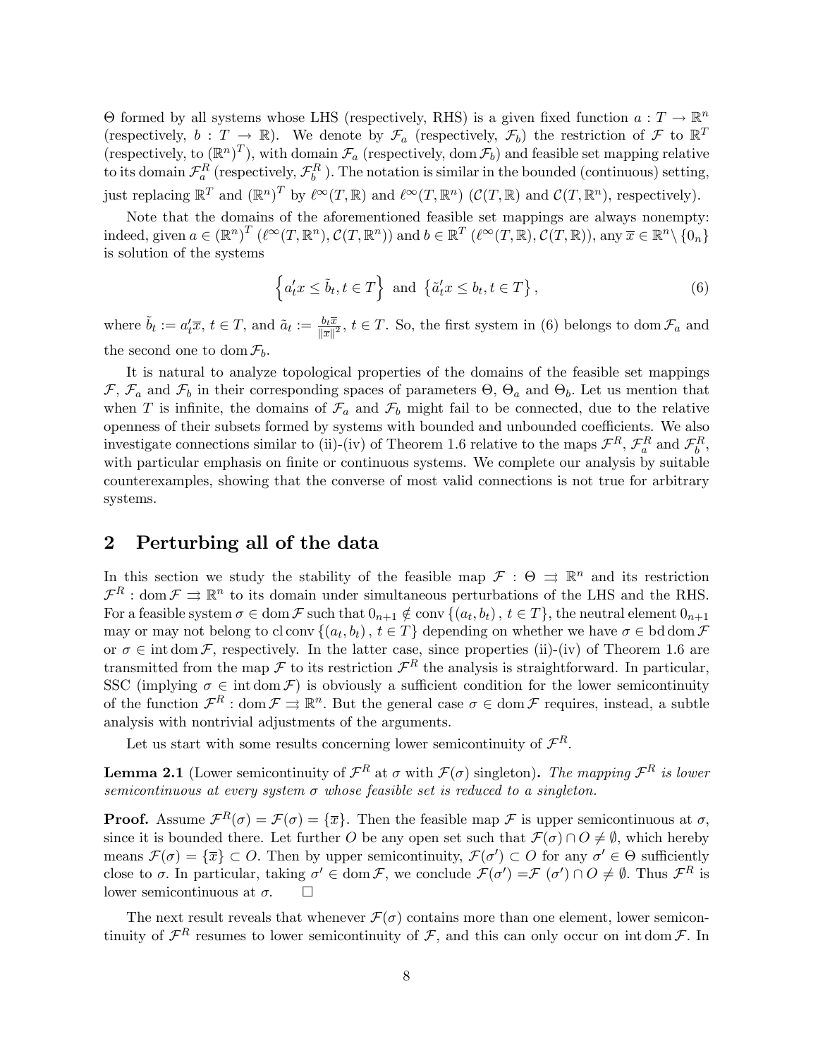$\Theta$ formed by all systems whose LHS (respectively, RHS) is a given fixed function $a : T \to \mathbb{R}^n$ (respectively, $b : T \to \mathbb{R}$). We denote by $\mathcal{F}_a$ (respectively, $\mathcal{F}_b$) the restriction of $\mathcal{F}$ to $\mathbb{R}^T$ (respectively, to $(\mathbb{R}^n)^T$), with domain $\mathcal{F}_a$ (respectively, $\operatorname{dom} \mathcal{F}_b$) and feasible set mapping relative to its domain $\mathcal{F}_a^R$ (respectively, $\mathcal{F}_b^R$ ). The notation is similar in the bounded (continuous) setting, just replacing $\mathbb{R}^T$ and $(\mathbb{R}^n)^T$ by $\ell^\infty(T, \mathbb{R})$ and $\ell^\infty(T, \mathbb{R}^n)$ ($\mathcal{C}(T, \mathbb{R})$ and $\mathcal{C}(T, \mathbb{R}^n)$, respectively).

Note that the domains of the aforementioned feasible set mappings are always nonempty: indeed, given $a \in (\mathbb{R}^n)^T$ ($\ell^\infty(T, \mathbb{R}^n), \mathcal{C}(T, \mathbb{R}^n)$) and $b \in \mathbb{R}^T$ ($\ell^\infty(T, \mathbb{R}), \mathcal{C}(T, \mathbb{R})$), any $\overline{x} \in \mathbb{R}^n \setminus \{0_n\}$ is solution of the systems

$$\left\{ a_t' x \leq \tilde{b}_t, t \in T \right\} \text{ and } \left\{ \tilde{a}_t' x \leq b_t, t \in T \right\}, \tag{6}$$

where $\tilde{b}_t := a_t' \overline{x}$, $t \in T$, and $\tilde{a}_t := \frac{b_t \overline{x}}{\|\overline{x}\|^2}$, $t \in T$. So, the first system in (6) belongs to $\operatorname{dom} \mathcal{F}_a$ and the second one to $\operatorname{dom} \mathcal{F}_b$.

It is natural to analyze topological properties of the domains of the feasible set mappings $\mathcal{F}$, $\mathcal{F}_a$ and $\mathcal{F}_b$ in their corresponding spaces of parameters $\Theta$, $\Theta_a$ and $\Theta_b$. Let us mention that when $T$ is infinite, the domains of $\mathcal{F}_a$ and $\mathcal{F}_b$ might fail to be connected, due to the relative openness of their subsets formed by systems with bounded and unbounded coefficients. We also investigate connections similar to (ii)-(iv) of Theorem 1.6 relative to the maps $\mathcal{F}^R$, $\mathcal{F}_a^R$ and $\mathcal{F}_b^R$, with particular emphasis on finite or continuous systems. We complete our analysis by suitable counterexamples, showing that the converse of most valid connections is not true for arbitrary systems.

## 2 Perturbing all of the data

In this section we study the stability of the feasible map $\mathcal{F} : \Theta \rightrightarrows \mathbb{R}^n$ and its restriction $\mathcal{F}^R : \operatorname{dom} \mathcal{F} \rightrightarrows \mathbb{R}^n$ to its domain under simultaneous perturbations of the LHS and the RHS. For a feasible system $\sigma \in \operatorname{dom} \mathcal{F}$ such that $0_{n+1} \notin \operatorname{conv} \{(a_t, b_t), t \in T\}$, the neutral element $0_{n+1}$ may or may not belong to $\operatorname{cl} \operatorname{conv} \{(a_t, b_t), t \in T\}$ depending on whether we have $\sigma \in \operatorname{bd} \operatorname{dom} \mathcal{F}$ or $\sigma \in \operatorname{int} \operatorname{dom} \mathcal{F}$, respectively. In the latter case, since properties (ii)-(iv) of Theorem 1.6 are transmitted from the map $\mathcal{F}$ to its restriction $\mathcal{F}^R$ the analysis is straightforward. In particular, SSC (implying $\sigma \in \operatorname{int} \operatorname{dom} \mathcal{F}$) is obviously a sufficient condition for the lower semicontinuity of the function $\mathcal{F}^R : \operatorname{dom} \mathcal{F} \rightrightarrows \mathbb{R}^n$. But the general case $\sigma \in \operatorname{dom} \mathcal{F}$ requires, instead, a subtle analysis with nontrivial adjustments of the arguments.

Let us start with some results concerning lower semicontinuity of $\mathcal{F}^R$.

**Lemma 2.1** (Lower semicontinuity of $\mathcal{F}^R$ at $\sigma$ with $\mathcal{F}(\sigma)$ singleton)**.** *The mapping $\mathcal{F}^R$ is lower semicontinuous at every system $\sigma$ whose feasible set is reduced to a singleton.*

**Proof.** Assume $\mathcal{F}^R(\sigma) = \mathcal{F}(\sigma) = \{\overline{x}\}$. Then the feasible map $\mathcal{F}$ is upper semicontinuous at $\sigma$, since it is bounded there. Let further $O$ be any open set such that $\mathcal{F}(\sigma) \cap O \neq \emptyset$, which hereby means $\mathcal{F}(\sigma) = \{\overline{x}\} \subset O$. Then by upper semicontinuity, $\mathcal{F}(\sigma') \subset O$ for any $\sigma' \in \Theta$ sufficiently close to $\sigma$. In particular, taking $\sigma' \in \operatorname{dom} \mathcal{F}$, we conclude $\mathcal{F}(\sigma') = \mathcal{F}(\sigma') \cap O \neq \emptyset$. Thus $\mathcal{F}^R$ is lower semicontinuous at $\sigma$. $\square$

The next result reveals that whenever $\mathcal{F}(\sigma)$ contains more than one element, lower semicontinuity of $\mathcal{F}^R$ resumes to lower semicontinuity of $\mathcal{F}$, and this can only occur on $\operatorname{int} \operatorname{dom} \mathcal{F}$. In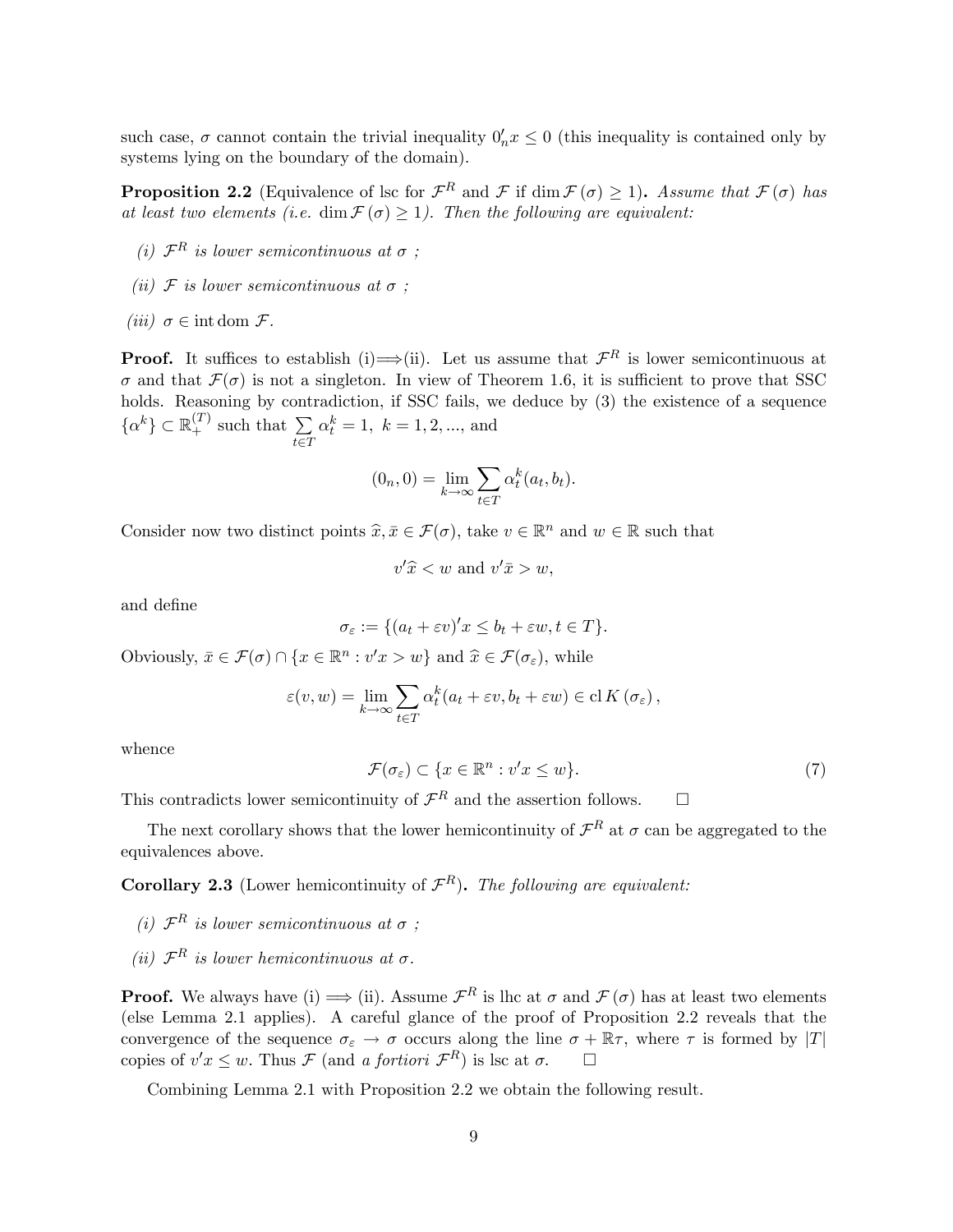such case, $\sigma$ cannot contain the trivial inequality $0_n' x \leq 0$ (this inequality is contained only by systems lying on the boundary of the domain).

**Proposition 2.2** (Equivalence of lsc for $\mathcal{F}^R$ and $\mathcal{F}$ if $\dim \mathcal{F}(\sigma) \geq 1$)**.** *Assume that $\mathcal{F}(\sigma)$ has at least two elements (i.e. $\dim \mathcal{F}(\sigma) \geq 1$). Then the following are equivalent:*

*(i) $\mathcal{F}^R$ is lower semicontinuous at $\sigma$ ;*

*(ii) $\mathcal{F}$ is lower semicontinuous at $\sigma$ ;*

*(iii) $\sigma \in \operatorname{int} \operatorname{dom} \mathcal{F}$.*

**Proof.** It suffices to establish (i)$\Longrightarrow$(ii). Let us assume that $\mathcal{F}^R$ is lower semicontinuous at $\sigma$ and that $\mathcal{F}(\sigma)$ is not a singleton. In view of Theorem 1.6, it is sufficient to prove that SSC holds. Reasoning by contradiction, if SSC fails, we deduce by (3) the existence of a sequence $\{\alpha^k\} \subset \mathbb{R}_+^{(T)}$ such that $\sum_{t \in T} \alpha_t^k = 1,\ k = 1, 2, ...,$ and

$$(0_n, 0) = \lim_{k \to \infty} \sum_{t \in T} \alpha_t^k (a_t, b_t).$$

Consider now two distinct points $\widehat{x}, \bar{x} \in \mathcal{F}(\sigma)$, take $v \in \mathbb{R}^n$ and $w \in \mathbb{R}$ such that

$$v' \widehat{x} < w \text{ and } v' \bar{x} > w,$$

and define

$$\sigma_\varepsilon := \{(a_t + \varepsilon v)' x \leq b_t + \varepsilon w, t \in T\}.$$

Obviously, $\bar{x} \in \mathcal{F}(\sigma) \cap \{x \in \mathbb{R}^n : v' x > w\}$ and $\widehat{x} \in \mathcal{F}(\sigma_\varepsilon)$, while

$$\varepsilon(v, w) = \lim_{k \to \infty} \sum_{t \in T} \alpha_t^k (a_t + \varepsilon v, b_t + \varepsilon w) \in \operatorname{cl} K(\sigma_\varepsilon),$$

whence

$$\mathcal{F}(\sigma_\varepsilon) \subset \{x \in \mathbb{R}^n : v' x \leq w\}. \tag{7}$$

This contradicts lower semicontinuity of $\mathcal{F}^R$ and the assertion follows. $\square$

The next corollary shows that the lower hemicontinuity of $\mathcal{F}^R$ at $\sigma$ can be aggregated to the equivalences above.

**Corollary 2.3** (Lower hemicontinuity of $\mathcal{F}^R$)**.** *The following are equivalent:*

*(i) $\mathcal{F}^R$ is lower semicontinuous at $\sigma$ ;*

*(ii) $\mathcal{F}^R$ is lower hemicontinuous at $\sigma$.*

**Proof.** We always have (i) $\Longrightarrow$ (ii). Assume $\mathcal{F}^R$ is lhc at $\sigma$ and $\mathcal{F}(\sigma)$ has at least two elements (else Lemma 2.1 applies). A careful glance of the proof of Proposition 2.2 reveals that the convergence of the sequence $\sigma_\varepsilon \to \sigma$ occurs along the line $\sigma + \mathbb{R}\tau$, where $\tau$ is formed by $|T|$ copies of $v' x \leq w$. Thus $\mathcal{F}$ (and *a fortiori* $\mathcal{F}^R$) is lsc at $\sigma$. $\square$

Combining Lemma 2.1 with Proposition 2.2 we obtain the following result.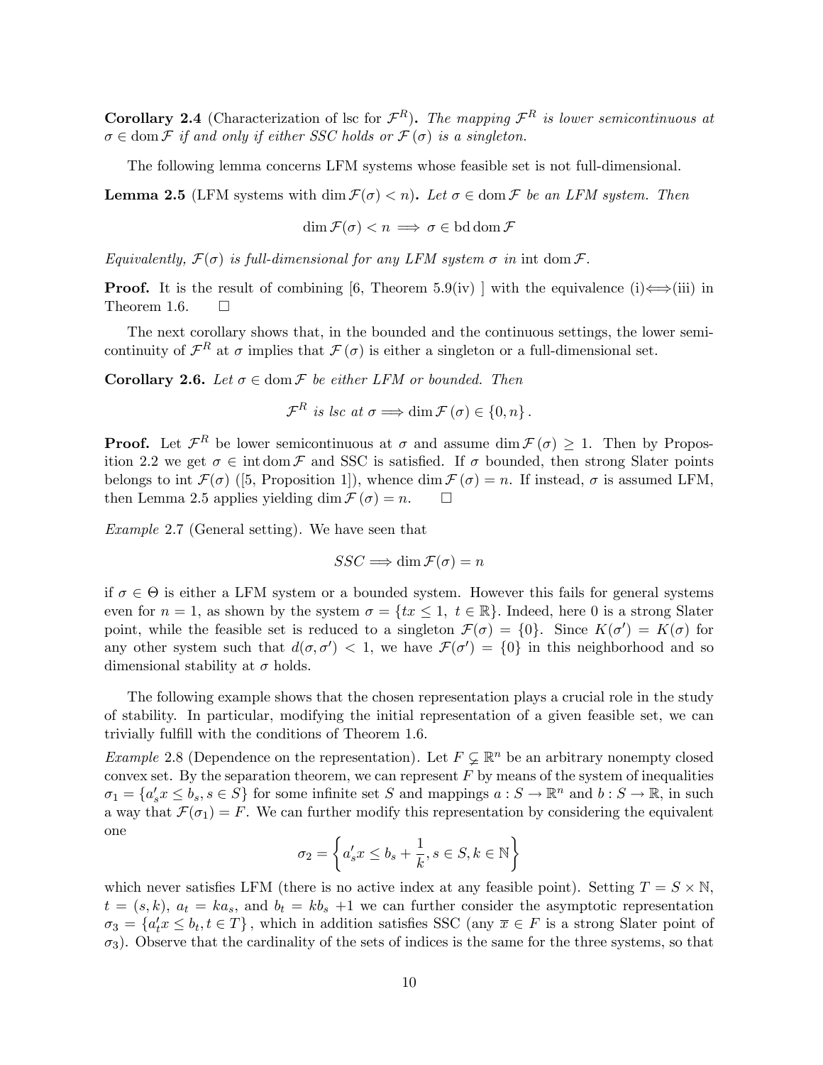**Corollary 2.4** (Characterization of lsc for $\mathcal{F}^R$)**.** *The mapping $\mathcal{F}^R$ is lower semicontinuous at $\sigma \in \operatorname{dom} \mathcal{F}$ if and only if either SSC holds or $\mathcal{F}(\sigma)$ is a singleton.*

The following lemma concerns LFM systems whose feasible set is not full-dimensional.

**Lemma 2.5** (LFM systems with $\dim \mathcal{F}(\sigma) < n$)**.** *Let $\sigma \in \operatorname{dom} \mathcal{F}$ be an LFM system. Then*

$$\dim \mathcal{F}(\sigma) < n \implies \sigma \in \operatorname{bd} \operatorname{dom} \mathcal{F}$$

*Equivalently, $\mathcal{F}(\sigma)$ is full-dimensional for any LFM system $\sigma$ in* $\operatorname{int} \operatorname{dom} \mathcal{F}$*.*

**Proof.** It is the result of combining [6, Theorem 5.9(iv) ] with the equivalence (i)$\Longleftrightarrow$(iii) in Theorem 1.6. $\square$

The next corollary shows that, in the bounded and the continuous settings, the lower semicontinuity of $\mathcal{F}^R$ at $\sigma$ implies that $\mathcal{F}(\sigma)$ is either a singleton or a full-dimensional set.

**Corollary 2.6.** *Let $\sigma \in \operatorname{dom} \mathcal{F}$ be either LFM or bounded. Then*

$$\mathcal{F}^R \text{ is lsc at } \sigma \Longrightarrow \dim \mathcal{F}(\sigma) \in \{0, n\}.$$

**Proof.** Let $\mathcal{F}^R$ be lower semicontinuous at $\sigma$ and assume $\dim \mathcal{F}(\sigma) \geq 1$. Then by Proposition 2.2 we get $\sigma \in \operatorname{int} \operatorname{dom} \mathcal{F}$ and SSC is satisfied. If $\sigma$ bounded, then strong Slater points belongs to $\operatorname{int} \mathcal{F}(\sigma)$ ([5, Proposition 1]), whence $\dim \mathcal{F}(\sigma) = n$. If instead, $\sigma$ is assumed LFM, then Lemma 2.5 applies yielding $\dim \mathcal{F}(\sigma) = n$. $\square$

*Example* 2.7 (General setting)*.* We have seen that

$$SSC \Longrightarrow \dim \mathcal{F}(\sigma) = n$$

if $\sigma \in \Theta$ is either a LFM system or a bounded system. However this fails for general systems even for $n = 1$, as shown by the system $\sigma = \{tx \leq 1,\ t \in \mathbb{R}\}$. Indeed, here 0 is a strong Slater point, while the feasible set is reduced to a singleton $\mathcal{F}(\sigma) = \{0\}$. Since $K(\sigma') = K(\sigma)$ for any other system such that $d(\sigma, \sigma') < 1$, we have $\mathcal{F}(\sigma') = \{0\}$ in this neighborhood and so dimensional stability at $\sigma$ holds.

The following example shows that the chosen representation plays a crucial role in the study of stability. In particular, modifying the initial representation of a given feasible set, we can trivially fulfill with the conditions of Theorem 1.6.

*Example* 2.8 (Dependence on the representation)*.* Let $F \subsetneq \mathbb{R}^n$ be an arbitrary nonempty closed convex set. By the separation theorem, we can represent $F$ by means of the system of inequalities $\sigma_1 = \{a_s' x \leq b_s, s \in S\}$ for some infinite set $S$ and mappings $a : S \to \mathbb{R}^n$ and $b : S \to \mathbb{R}$, in such a way that $\mathcal{F}(\sigma_1) = F$. We can further modify this representation by considering the equivalent one

$$\sigma_2 = \left\{ a_s' x \leq b_s + \frac{1}{k}, s \in S, k \in \mathbb{N} \right\}$$

which never satisfies LFM (there is no active index at any feasible point). Setting $T = S \times \mathbb{N}$, $t = (s, k)$, $a_t = k a_s$, and $b_t = k b_s + 1$ we can further consider the asymptotic representation $\sigma_3 = \{a_t' x \leq b_t, t \in T\}$, which in addition satisfies SSC (any $\overline{x} \in F$ is a strong Slater point of $\sigma_3$). Observe that the cardinality of the sets of indices is the same for the three systems, so that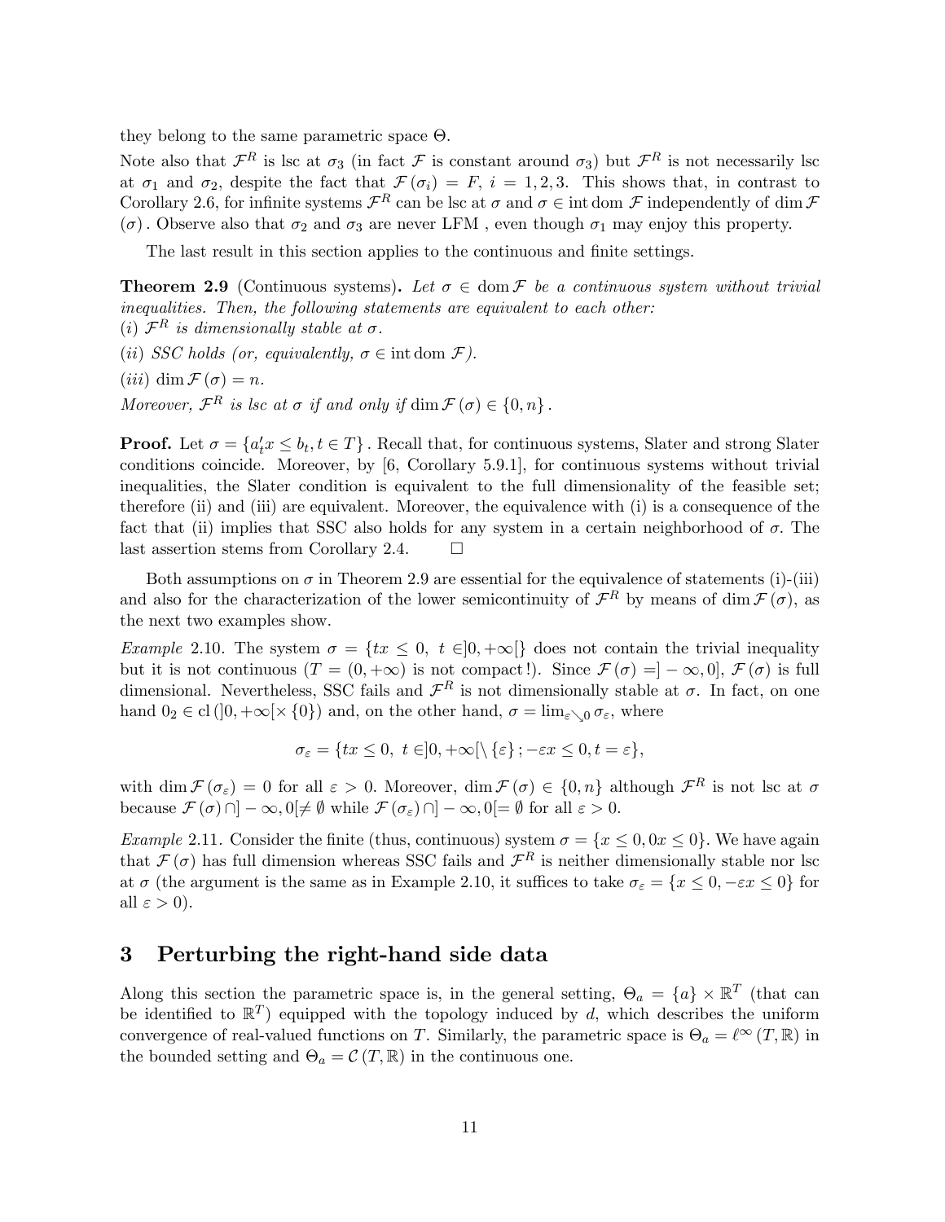they belong to the same parametric space $\Theta$.

Note also that $\mathcal{F}^R$ is lsc at $\sigma_3$ (in fact $\mathcal{F}$ is constant around $\sigma_3$) but $\mathcal{F}^R$ is not necessarily lsc at $\sigma_1$ and $\sigma_2$, despite the fact that $\mathcal{F}(\sigma_i) = F$, $i = 1, 2, 3$. This shows that, in contrast to Corollary 2.6, for infinite systems $\mathcal{F}^R$ can be lsc at $\sigma$ and $\sigma \in \operatorname{int} \operatorname{dom} \mathcal{F}$ independently of $\dim \mathcal{F}(\sigma)$. Observe also that $\sigma_2$ and $\sigma_3$ are never LFM , even though $\sigma_1$ may enjoy this property.

The last result in this section applies to the continuous and finite settings.

**Theorem 2.9** (Continuous systems)**.** *Let $\sigma \in \operatorname{dom} \mathcal{F}$ be a continuous system without trivial inequalities. Then, the following statements are equivalent to each other:*
*(i) $\mathcal{F}^R$ is dimensionally stable at $\sigma$.*
*(ii) SSC holds (or, equivalently, $\sigma \in \operatorname{int} \operatorname{dom} \mathcal{F}$).*
*(iii) $\dim \mathcal{F}(\sigma) = n$.*
*Moreover, $\mathcal{F}^R$ is lsc at $\sigma$ if and only if $\dim \mathcal{F}(\sigma) \in \{0, n\}$.*

**Proof.** Let $\sigma = \{a_t' x \leq b_t, t \in T\}$. Recall that, for continuous systems, Slater and strong Slater conditions coincide. Moreover, by [6, Corollary 5.9.1], for continuous systems without trivial inequalities, the Slater condition is equivalent to the full dimensionality of the feasible set; therefore (ii) and (iii) are equivalent. Moreover, the equivalence with (i) is a consequence of the fact that (ii) implies that SSC also holds for any system in a certain neighborhood of $\sigma$. The last assertion stems from Corollary 2.4. $\square$

Both assumptions on $\sigma$ in Theorem 2.9 are essential for the equivalence of statements (i)-(iii) and also for the characterization of the lower semicontinuity of $\mathcal{F}^R$ by means of $\dim \mathcal{F}(\sigma)$, as the next two examples show.

*Example* 2.10. The system $\sigma = \{tx \leq 0,\ t \in ]0, +\infty[\}$ does not contain the trivial inequality but it is not continuous ($T = (0, +\infty)$ is not compact!). Since $\mathcal{F}(\sigma) = ]-\infty, 0]$, $\mathcal{F}(\sigma)$ is full dimensional. Nevertheless, SSC fails and $\mathcal{F}^R$ is not dimensionally stable at $\sigma$. In fact, on one hand $0_2 \in \operatorname{cl}(]0, +\infty[ \times \{0\})$ and, on the other hand, $\sigma = \lim_{\varepsilon \searrow 0} \sigma_\varepsilon$, where

$$\sigma_\varepsilon = \{tx \leq 0,\ t \in ]0, +\infty[ \setminus \{\varepsilon\} ; -\varepsilon x \leq 0, t = \varepsilon\},$$

with $\dim \mathcal{F}(\sigma_\varepsilon) = 0$ for all $\varepsilon > 0$. Moreover, $\dim \mathcal{F}(\sigma) \in \{0, n\}$ although $\mathcal{F}^R$ is not lsc at $\sigma$ because $\mathcal{F}(\sigma) \cap ]-\infty, 0[ \neq \emptyset$ while $\mathcal{F}(\sigma_\varepsilon) \cap ]-\infty, 0[ = \emptyset$ for all $\varepsilon > 0$.

*Example* 2.11. Consider the finite (thus, continuous) system $\sigma = \{x \leq 0, 0x \leq 0\}$. We have again that $\mathcal{F}(\sigma)$ has full dimension whereas SSC fails and $\mathcal{F}^R$ is neither dimensionally stable nor lsc at $\sigma$ (the argument is the same as in Example 2.10, it suffices to take $\sigma_\varepsilon = \{x \leq 0, -\varepsilon x \leq 0\}$ for all $\varepsilon > 0$).

## 3 Perturbing the right-hand side data

Along this section the parametric space is, in the general setting, $\Theta_a = \{a\} \times \mathbb{R}^T$ (that can be identified to $\mathbb{R}^T$) equipped with the topology induced by $d$, which describes the uniform convergence of real-valued functions on $T$. Similarly, the parametric space is $\Theta_a = \ell^\infty(T, \mathbb{R})$ in the bounded setting and $\Theta_a = \mathcal{C}(T, \mathbb{R})$ in the continuous one.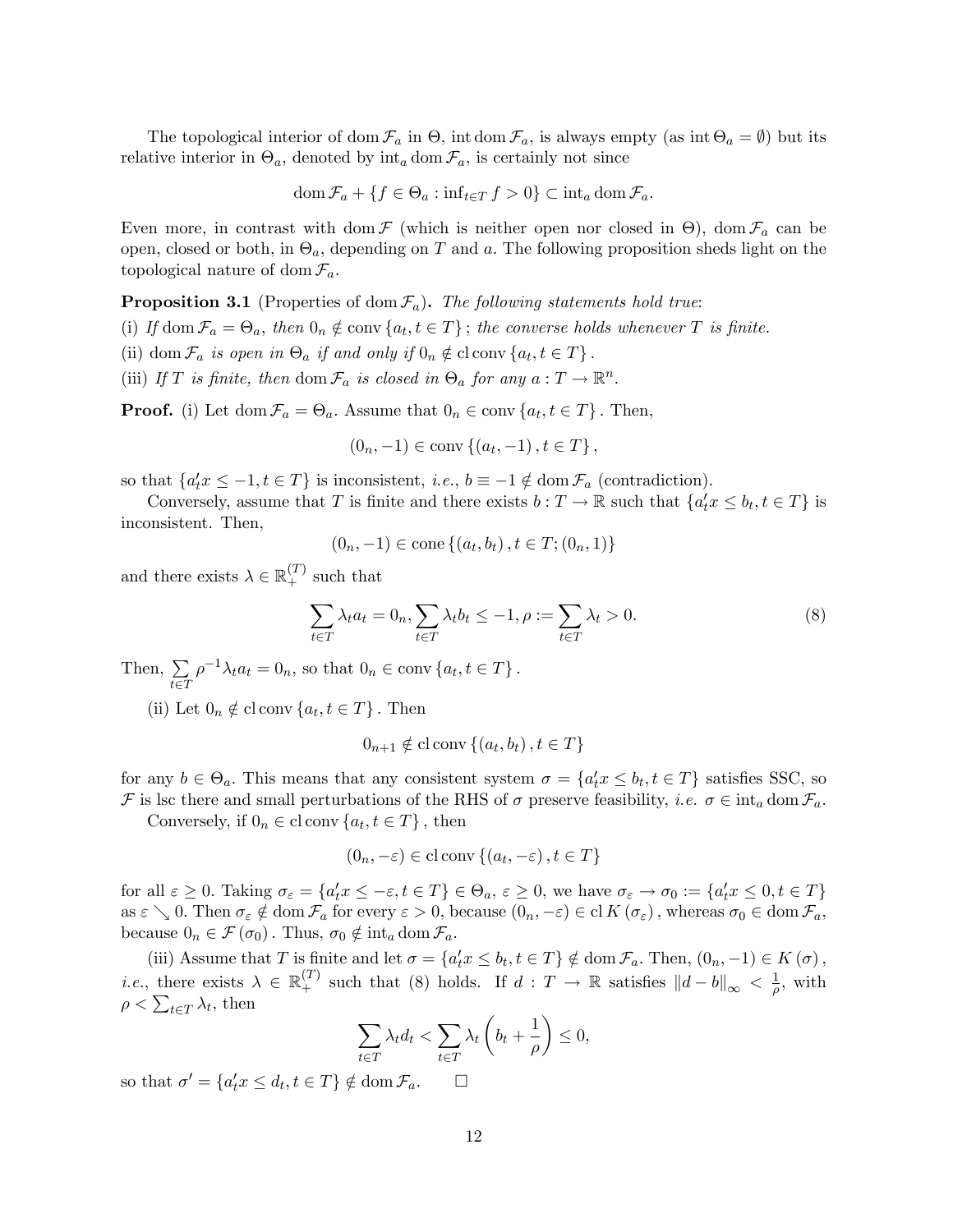The topological interior of $\operatorname{dom} \mathcal{F}_a$ in $\Theta$, $\operatorname{int} \operatorname{dom} \mathcal{F}_a$, is always empty (as $\operatorname{int} \Theta_a = \emptyset$) but its relative interior in $\Theta_a$, denoted by $\operatorname{int}_a \operatorname{dom} \mathcal{F}_a$, is certainly not since

$$\operatorname{dom} \mathcal{F}_a + \{f \in \Theta_a : \inf_{t \in T} f > 0\} \subset \operatorname{int}_a \operatorname{dom} \mathcal{F}_a.$$

Even more, in contrast with $\operatorname{dom} \mathcal{F}$ (which is neither open nor closed in $\Theta$), $\operatorname{dom} \mathcal{F}_a$ can be open, closed or both, in $\Theta_a$, depending on $T$ and $a$. The following proposition sheds light on the topological nature of $\operatorname{dom} \mathcal{F}_a$.

**Proposition 3.1** (Properties of $\operatorname{dom} \mathcal{F}_a$)**.** *The following statements hold true*:

(i) *If* $\operatorname{dom} \mathcal{F}_a = \Theta_a$, *then* $0_n \notin \operatorname{conv} \{a_t, t \in T\}$; *the converse holds whenever* $T$ *is finite.*

(ii) $\operatorname{dom} \mathcal{F}_a$ *is open in* $\Theta_a$ *if and only if* $0_n \notin \operatorname{cl} \operatorname{conv} \{a_t, t \in T\}$.

(iii) *If* $T$ *is finite, then* $\operatorname{dom} \mathcal{F}_a$ *is closed in* $\Theta_a$ *for any* $a : T \to \mathbb{R}^n$.

**Proof.** (i) Let $\operatorname{dom} \mathcal{F}_a = \Theta_a$. Assume that $0_n \in \operatorname{conv} \{a_t, t \in T\}$. Then,

$$(0_n, -1) \in \operatorname{conv} \{(a_t, -1), t \in T\},$$

so that $\{a_t' x \leq -1, t \in T\}$ is inconsistent, *i.e.*, $b \equiv -1 \notin \operatorname{dom} \mathcal{F}_a$ (contradiction).

Conversely, assume that $T$ is finite and there exists $b : T \to \mathbb{R}$ such that $\{a_t' x \leq b_t, t \in T\}$ is inconsistent. Then,

$$(0_n, -1) \in \operatorname{cone} \{(a_t, b_t), t \in T; (0_n, 1)\}$$

and there exists $\lambda \in \mathbb{R}_+^{(T)}$ such that

$$\sum_{t \in T} \lambda_t a_t = 0_n, \sum_{t \in T} \lambda_t b_t \leq -1, \rho := \sum_{t \in T} \lambda_t > 0. \tag{8}$$

Then, $\sum\limits_{t \in T} \rho^{-1} \lambda_t a_t = 0_n$, so that $0_n \in \operatorname{conv} \{a_t, t \in T\}$.

(ii) Let $0_n \notin \operatorname{cl} \operatorname{conv} \{a_t, t \in T\}$. Then

$$0_{n+1} \notin \operatorname{cl} \operatorname{conv} \{(a_t, b_t), t \in T\}$$

for any $b \in \Theta_a$. This means that any consistent system $\sigma = \{a_t' x \leq b_t, t \in T\}$ satisfies SSC, so $\mathcal{F}$ is lsc there and small perturbations of the RHS of $\sigma$ preserve feasibility, *i.e.* $\sigma \in \operatorname{int}_a \operatorname{dom} \mathcal{F}_a$.

Conversely, if $0_n \in \operatorname{cl} \operatorname{conv} \{a_t, t \in T\}$, then

$$(0_n, -\varepsilon) \in \operatorname{cl} \operatorname{conv} \{(a_t, -\varepsilon), t \in T\}$$

for all $\varepsilon \geq 0$. Taking $\sigma_\varepsilon = \{a_t' x \leq -\varepsilon, t \in T\} \in \Theta_a$, $\varepsilon \geq 0$, we have $\sigma_\varepsilon \to \sigma_0 := \{a_t' x \leq 0, t \in T\}$ as $\varepsilon \searrow 0$. Then $\sigma_\varepsilon \notin \operatorname{dom} \mathcal{F}_a$ for every $\varepsilon > 0$, because $(0_n, -\varepsilon) \in \operatorname{cl} K(\sigma_\varepsilon)$, whereas $\sigma_0 \in \operatorname{dom} \mathcal{F}_a$, because $0_n \in \mathcal{F}(\sigma_0)$. Thus, $\sigma_0 \notin \operatorname{int}_a \operatorname{dom} \mathcal{F}_a$.

(iii) Assume that $T$ is finite and let $\sigma = \{a_t' x \leq b_t, t \in T\} \notin \operatorname{dom} \mathcal{F}_a$. Then, $(0_n, -1) \in K(\sigma)$, *i.e.*, there exists $\lambda \in \mathbb{R}_+^{(T)}$ such that (8) holds. If $d : T \to \mathbb{R}$ satisfies $\|d - b\|_\infty < \frac{1}{\rho}$, with $\rho < \sum_{t \in T} \lambda_t$, then

$$\sum_{t \in T} \lambda_t d_t < \sum_{t \in T} \lambda_t \left( b_t + \frac{1}{\rho} \right) \leq 0,$$

so that $\sigma' = \{a_t' x \leq d_t, t \in T\} \notin \operatorname{dom} \mathcal{F}_a$. $\square$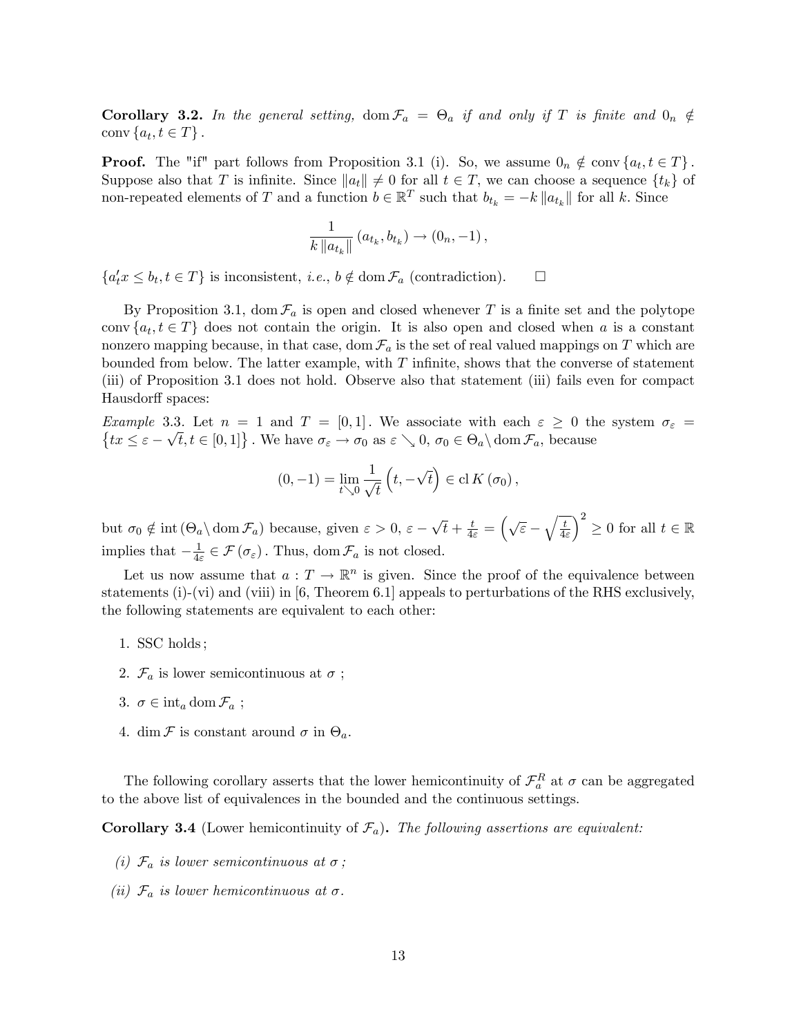**Corollary 3.2.** *In the general setting,* $\operatorname{dom} \mathcal{F}_a = \Theta_a$ *if and only if* $T$ *is finite and* $0_n \notin \operatorname{conv}\{a_t, t \in T\}$.

**Proof.** The "if" part follows from Proposition 3.1 (i). So, we assume $0_n \notin \operatorname{conv}\{a_t, t \in T\}$. Suppose also that $T$ is infinite. Since $\|a_t\| \neq 0$ for all $t \in T$, we can choose a sequence $\{t_k\}$ of non-repeated elements of $T$ and a function $b \in \mathbb{R}^T$ such that $b_{t_k} = -k \|a_{t_k}\|$ for all $k$. Since

$$\frac{1}{k \|a_{t_k}\|} (a_{t_k}, b_{t_k}) \to (0_n, -1),$$

$\{a_t' x \leq b_t, t \in T\}$ is inconsistent, *i.e.*, $b \notin \operatorname{dom} \mathcal{F}_a$ (contradiction). $\square$

By Proposition 3.1, $\operatorname{dom} \mathcal{F}_a$ is open and closed whenever $T$ is a finite set and the polytope $\operatorname{conv}\{a_t, t \in T\}$ does not contain the origin. It is also open and closed when $a$ is a constant nonzero mapping because, in that case, $\operatorname{dom} \mathcal{F}_a$ is the set of real valued mappings on $T$ which are bounded from below. The latter example, with $T$ infinite, shows that the converse of statement (iii) of Proposition 3.1 does not hold. Observe also that statement (iii) fails even for compact Hausdorff spaces:

*Example* 3.3. Let $n = 1$ and $T = [0, 1]$. We associate with each $\varepsilon \geq 0$ the system $\sigma_\varepsilon = \{tx \leq \varepsilon - \sqrt{t}, t \in [0, 1]\}$. We have $\sigma_\varepsilon \to \sigma_0$ as $\varepsilon \searrow 0$, $\sigma_0 \in \Theta_a \setminus \operatorname{dom} \mathcal{F}_a$, because

$$(0, -1) = \lim_{t \searrow 0} \frac{1}{\sqrt{t}} \left(t, -\sqrt{t}\right) \in \operatorname{cl} K(\sigma_0),$$

but $\sigma_0 \notin \operatorname{int}(\Theta_a \setminus \operatorname{dom} \mathcal{F}_a)$ because, given $\varepsilon > 0$, $\varepsilon - \sqrt{t} + \frac{t}{4\varepsilon} = \left(\sqrt{\varepsilon} - \sqrt{\frac{t}{4\varepsilon}}\right)^2 \geq 0$ for all $t \in \mathbb{R}$ implies that $-\frac{1}{4\varepsilon} \in \mathcal{F}(\sigma_\varepsilon)$. Thus, $\operatorname{dom} \mathcal{F}_a$ is not closed.

Let us now assume that $a : T \to \mathbb{R}^n$ is given. Since the proof of the equivalence between statements (i)-(vi) and (viii) in [6, Theorem 6.1] appeals to perturbations of the RHS exclusively, the following statements are equivalent to each other:

1. SSC holds;
2. $\mathcal{F}_a$ is lower semicontinuous at $\sigma$ ;
3. $\sigma \in \operatorname{int}_a \operatorname{dom} \mathcal{F}_a$ ;
4. $\dim \mathcal{F}$ is constant around $\sigma$ in $\Theta_a$.

The following corollary asserts that the lower hemicontinuity of $\mathcal{F}_a^R$ at $\sigma$ can be aggregated to the above list of equivalences in the bounded and the continuous settings.

**Corollary 3.4** (Lower hemicontinuity of $\mathcal{F}_a$)**.** *The following assertions are equivalent:*

*(i)* $\mathcal{F}_a$ *is lower semicontinuous at* $\sigma$ *;*

*(ii)* $\mathcal{F}_a$ *is lower hemicontinuous at* $\sigma$*.*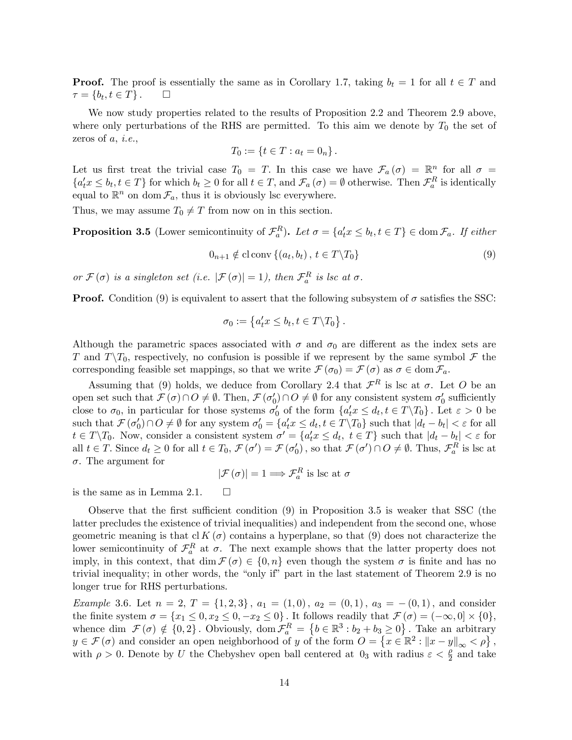**Proof.** The proof is essentially the same as in Corollary 1.7, taking $b_t = 1$ for all $t \in T$ and $\tau = \{b_t, t \in T\}$. $\square$

We now study properties related to the results of Proposition 2.2 and Theorem 2.9 above, where only perturbations of the RHS are permitted. To this aim we denote by $T_0$ the set of zeros of $a$, *i.e.*,

$$T_0 := \{t \in T : a_t = 0_n\}.$$

Let us first treat the trivial case $T_0 = T$. In this case we have $\mathcal{F}_a(\sigma) = \mathbb{R}^n$ for all $\sigma = \{a_t' x \leq b_t, t \in T\}$ for which $b_t \geq 0$ for all $t \in T$, and $\mathcal{F}_a(\sigma) = \emptyset$ otherwise. Then $\mathcal{F}_a^R$ is identically equal to $\mathbb{R}^n$ on $\operatorname{dom} \mathcal{F}_a$, thus it is obviously lsc everywhere.

Thus, we may assume $T_0 \neq T$ from now on in this section.

**Proposition 3.5** (Lower semicontinuity of $\mathcal{F}_a^R$). *Let $\sigma = \{a_t' x \leq b_t, t \in T\} \in \operatorname{dom} \mathcal{F}_a$. If either*

$$0_{n+1} \notin \operatorname{cl} \operatorname{conv}\{(a_t, b_t), t \in T \backslash T_0\} \tag{9}$$

*or $\mathcal{F}(\sigma)$ is a singleton set (i.e. $|\mathcal{F}(\sigma)| = 1$), then $\mathcal{F}_a^R$ is lsc at $\sigma$.*

**Proof.** Condition (9) is equivalent to assert that the following subsystem of $\sigma$ satisfies the SSC:

$$\sigma_0 := \{a_t' x \leq b_t, t \in T \backslash T_0\}.$$

Although the parametric spaces associated with $\sigma$ and $\sigma_0$ are different as the index sets are $T$ and $T \backslash T_0$, respectively, no confusion is possible if we represent by the same symbol $\mathcal{F}$ the corresponding feasible set mappings, so that we write $\mathcal{F}(\sigma_0) = \mathcal{F}(\sigma)$ as $\sigma \in \operatorname{dom} \mathcal{F}_a$.

Assuming that (9) holds, we deduce from Corollary 2.4 that $\mathcal{F}^R$ is lsc at $\sigma$. Let $O$ be an open set such that $\mathcal{F}(\sigma) \cap O \neq \emptyset$. Then, $\mathcal{F}(\sigma_0') \cap O \neq \emptyset$ for any consistent system $\sigma_0'$ sufficiently close to $\sigma_0$, in particular for those systems $\sigma_0'$ of the form $\{a_t' x \leq d_t, t \in T \backslash T_0\}$. Let $\varepsilon > 0$ be such that $\mathcal{F}(\sigma_0') \cap O \neq \emptyset$ for any system $\sigma_0' = \{a_t' x \leq d_t, t \in T \backslash T_0\}$ such that $|d_t - b_t| < \varepsilon$ for all $t \in T \backslash T_0$. Now, consider a consistent system $\sigma' = \{a_t' x \leq d_t, \ t \in T\}$ such that $|d_t - b_t| < \varepsilon$ for all $t \in T$. Since $d_t \geq 0$ for all $t \in T_0$, $\mathcal{F}(\sigma') = \mathcal{F}(\sigma_0')$, so that $\mathcal{F}(\sigma') \cap O \neq \emptyset$. Thus, $\mathcal{F}_a^R$ is lsc at $\sigma$. The argument for

$$|\mathcal{F}(\sigma)| = 1 \Longrightarrow \mathcal{F}_a^R \text{ is lsc at } \sigma$$

is the same as in Lemma 2.1. $\square$

Observe that the first sufficient condition (9) in Proposition 3.5 is weaker that SSC (the latter precludes the existence of trivial inequalities) and independent from the second one, whose geometric meaning is that $\operatorname{cl} K(\sigma)$ contains a hyperplane, so that (9) does not characterize the lower semicontinuity of $\mathcal{F}_a^R$ at $\sigma$. The next example shows that the latter property does not imply, in this context, that $\dim \mathcal{F}(\sigma) \in \{0, n\}$ even though the system $\sigma$ is finite and has no trivial inequality; in other words, the "only if" part in the last statement of Theorem 2.9 is no longer true for RHS perturbations.

*Example* 3.6. Let $n = 2$, $T = \{1, 2, 3\}$, $a_1 = (1, 0)$, $a_2 = (0, 1)$, $a_3 = -(0, 1)$, and consider the finite system $\sigma = \{x_1 \leq 0, x_2 \leq 0, -x_2 \leq 0\}$. It follows readily that $\mathcal{F}(\sigma) = (-\infty, 0] \times \{0\}$, whence $\dim \ \mathcal{F}(\sigma) \notin \{0, 2\}$. Obviously, $\operatorname{dom} \mathcal{F}_a^R = \{b \in \mathbb{R}^3 : b_2 + b_3 \geq 0\}$. Take an arbitrary $y \in \mathcal{F}(\sigma)$ and consider an open neighborhood of $y$ of the form $O = \{x \in \mathbb{R}^2 : \|x - y\|_\infty < \rho\}$, with $\rho > 0$. Denote by $U$ the Chebyshev open ball centered at $0_3$ with radius $\varepsilon < \frac{\rho}{2}$ and take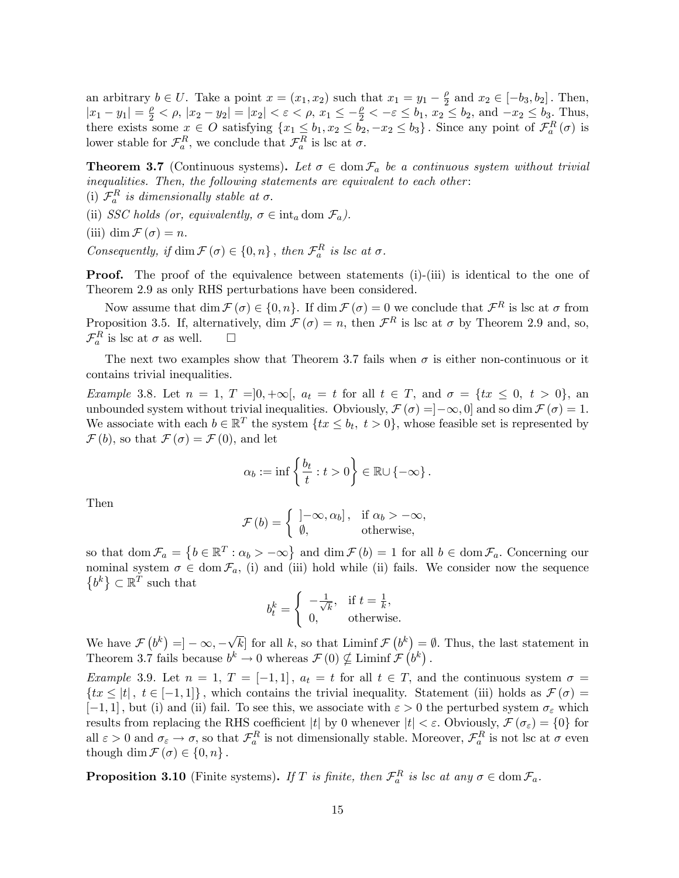an arbitrary $b \in U$. Take a point $x = (x_1, x_2)$ such that $x_1 = y_1 - \frac{\rho}{2}$ and $x_2 \in [-b_3, b_2]$. Then, $|x_1 - y_1| = \frac{\rho}{2} < \rho$, $|x_2 - y_2| = |x_2| < \varepsilon < \rho$, $x_1 \leq -\frac{\rho}{2} < -\varepsilon \leq b_1$, $x_2 \leq b_2$, and $-x_2 \leq b_3$. Thus, there exists some $x \in O$ satisfying $\{x_1 \leq b_1, x_2 \leq b_2, -x_2 \leq b_3\}$. Since any point of $\mathcal{F}_a^R(\sigma)$ is lower stable for $\mathcal{F}_a^R$, we conclude that $\mathcal{F}_a^R$ is lsc at $\sigma$.

**Theorem 3.7** (Continuous systems)**.** *Let $\sigma \in \operatorname{dom} \mathcal{F}_a$ be a continuous system without trivial inequalities. Then, the following statements are equivalent to each other*:
(i) *$\mathcal{F}_a^R$ is dimensionally stable at $\sigma$.*
(ii) *SSC holds (or, equivalently, $\sigma \in \operatorname{int}_a \operatorname{dom} \mathcal{F}_a$).*
(iii) $\dim \mathcal{F}(\sigma) = n$.
*Consequently, if $\dim \mathcal{F}(\sigma) \in \{0, n\}$, then $\mathcal{F}_a^R$ is lsc at $\sigma$.*

**Proof.** The proof of the equivalence between statements (i)-(iii) is identical to the one of Theorem 2.9 as only RHS perturbations have been considered.

Now assume that $\dim \mathcal{F}(\sigma) \in \{0, n\}$. If $\dim \mathcal{F}(\sigma) = 0$ we conclude that $\mathcal{F}^R$ is lsc at $\sigma$ from Proposition 3.5. If, alternatively, $\dim \mathcal{F}(\sigma) = n$, then $\mathcal{F}^R$ is lsc at $\sigma$ by Theorem 2.9 and, so, $\mathcal{F}_a^R$ is lsc at $\sigma$ as well. $\square$

The next two examples show that Theorem 3.7 fails when $\sigma$ is either non-continuous or it contains trivial inequalities.

*Example* 3.8. Let $n = 1$, $T = ]0, +\infty[$, $a_t = t$ for all $t \in T$, and $\sigma = \{tx \leq 0,\ t > 0\}$, an unbounded system without trivial inequalities. Obviously, $\mathcal{F}(\sigma) = ]-\infty, 0]$ and so $\dim \mathcal{F}(\sigma) = 1$. We associate with each $b \in \mathbb{R}^T$ the system $\{tx \leq b_t,\ t > 0\}$, whose feasible set is represented by $\mathcal{F}(b)$, so that $\mathcal{F}(\sigma) = \mathcal{F}(0)$, and let

$$\alpha_b := \inf\left\{\frac{b_t}{t} : t > 0\right\} \in \mathbb{R} \cup \{-\infty\}.$$

Then

$$\mathcal{F}(b) = \begin{cases} ]-\infty, \alpha_b], & \text{if } \alpha_b > -\infty, \\ \emptyset, & \text{otherwise,} \end{cases}$$

so that $\operatorname{dom} \mathcal{F}_a = \{b \in \mathbb{R}^T : \alpha_b > -\infty\}$ and $\dim \mathcal{F}(b) = 1$ for all $b \in \operatorname{dom} \mathcal{F}_a$. Concerning our nominal system $\sigma \in \operatorname{dom} \mathcal{F}_a$, (i) and (iii) hold while (ii) fails. We consider now the sequence $\{b^k\} \subset \mathbb{R}^T$ such that

$$b_t^k = \begin{cases} -\frac{1}{\sqrt{k}}, & \text{if } t = \frac{1}{k}, \\ 0, & \text{otherwise.} \end{cases}$$

We have $\mathcal{F}(b^k) = ]-\infty, -\sqrt{k}]$ for all $k$, so that $\operatorname{Liminf} \mathcal{F}(b^k) = \emptyset$. Thus, the last statement in Theorem 3.7 fails because $b^k \to 0$ whereas $\mathcal{F}(0) \nsubseteq \operatorname{Liminf} \mathcal{F}(b^k)$.

*Example* 3.9. Let $n = 1$, $T = [-1, 1]$, $a_t = t$ for all $t \in T$, and the continuous system $\sigma = \{tx \leq |t|,\ t \in [-1, 1]\}$, which contains the trivial inequality. Statement (iii) holds as $\mathcal{F}(\sigma) = [-1, 1]$, but (i) and (ii) fail. To see this, we associate with $\varepsilon > 0$ the perturbed system $\sigma_\varepsilon$ which results from replacing the RHS coefficient $|t|$ by 0 whenever $|t| < \varepsilon$. Obviously, $\mathcal{F}(\sigma_\varepsilon) = \{0\}$ for all $\varepsilon > 0$ and $\sigma_\varepsilon \to \sigma$, so that $\mathcal{F}_a^R$ is not dimensionally stable. Moreover, $\mathcal{F}_a^R$ is not lsc at $\sigma$ even though $\dim \mathcal{F}(\sigma) \in \{0, n\}$.

**Proposition 3.10** (Finite systems)**.** *If $T$ is finite, then $\mathcal{F}_a^R$ is lsc at any $\sigma \in \operatorname{dom} \mathcal{F}_a$.*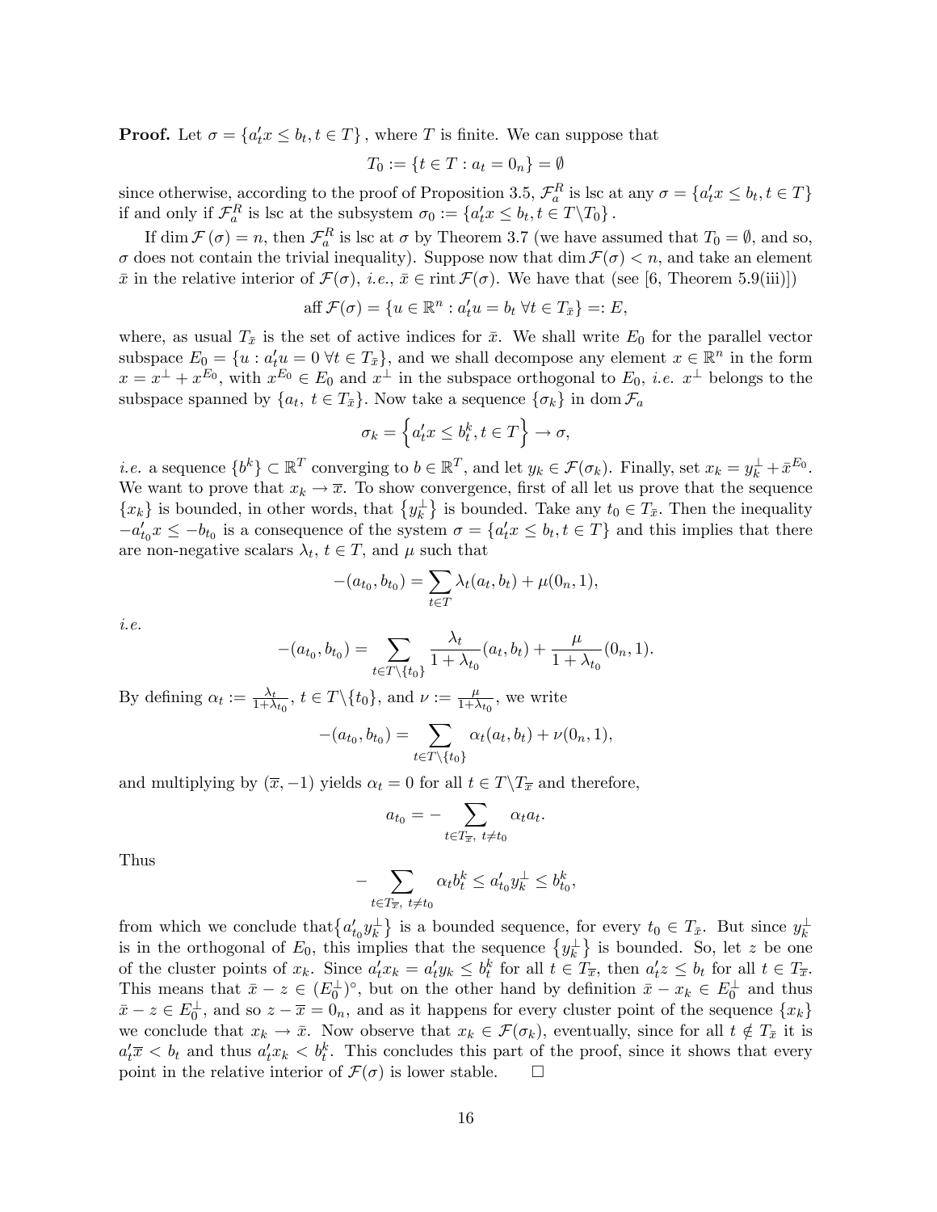**Proof.** Let $\sigma = \{a_t'x \leq b_t, t \in T\}$, where $T$ is finite. We can suppose that

$$T_0 := \{t \in T : a_t = 0_n\} = \emptyset$$

since otherwise, according to the proof of Proposition 3.5, $\mathcal{F}_a^R$ is lsc at any $\sigma = \{a_t'x \leq b_t, t \in T\}$ if and only if $\mathcal{F}_a^R$ is lsc at the subsystem $\sigma_0 := \{a_t'x \leq b_t, t \in T \backslash T_0\}$.

If $\dim \mathcal{F}(\sigma) = n$, then $\mathcal{F}_a^R$ is lsc at $\sigma$ by Theorem 3.7 (we have assumed that $T_0 = \emptyset$, and so, $\sigma$ does not contain the trivial inequality). Suppose now that $\dim \mathcal{F}(\sigma) < n$, and take an element $\bar{x}$ in the relative interior of $\mathcal{F}(\sigma)$, *i.e.*, $\bar{x} \in \operatorname{rint} \mathcal{F}(\sigma)$. We have that (see [6, Theorem 5.9(iii)])

$$\operatorname{aff} \mathcal{F}(\sigma) = \{u \in \mathbb{R}^n : a_t'u = b_t \ \forall t \in T_{\bar{x}}\} =: E,$$

where, as usual $T_{\bar{x}}$ is the set of active indices for $\bar{x}$. We shall write $E_0$ for the parallel vector subspace $E_0 = \{u : a_t'u = 0 \ \forall t \in T_{\bar{x}}\}$, and we shall decompose any element $x \in \mathbb{R}^n$ in the form $x = x^\perp + x^{E_0}$, with $x^{E_0} \in E_0$ and $x^\perp$ in the subspace orthogonal to $E_0$, *i.e.* $x^\perp$ belongs to the subspace spanned by $\{a_t, \ t \in T_{\bar{x}}\}$. Now take a sequence $\{\sigma_k\}$ in $\operatorname{dom} \mathcal{F}_a$

$$\sigma_k = \left\{a_t'x \leq b_t^k, t \in T\right\} \to \sigma,$$

*i.e.* a sequence $\{b^k\} \subset \mathbb{R}^T$ converging to $b \in \mathbb{R}^T$, and let $y_k \in \mathcal{F}(\sigma_k)$. Finally, set $x_k = y_k^\perp + \bar{x}^{E_0}$. We want to prove that $x_k \to \overline{x}$. To show convergence, first of all let us prove that the sequence $\{x_k\}$ is bounded, in other words, that $\{y_k^\perp\}$ is bounded. Take any $t_0 \in T_{\bar{x}}$. Then the inequality $-a_{t_0}'x \leq -b_{t_0}$ is a consequence of the system $\sigma = \{a_t'x \leq b_t, t \in T\}$ and this implies that there are non-negative scalars $\lambda_t$, $t \in T$, and $\mu$ such that

$$-(a_{t_0}, b_{t_0}) = \sum_{t \in T} \lambda_t (a_t, b_t) + \mu(0_n, 1),$$

*i.e.*

$$-(a_{t_0}, b_{t_0}) = \sum_{t \in T \backslash \{t_0\}} \frac{\lambda_t}{1 + \lambda_{t_0}} (a_t, b_t) + \frac{\mu}{1 + \lambda_{t_0}} (0_n, 1).$$

By defining $\alpha_t := \frac{\lambda_t}{1+\lambda_{t_0}}$, $t \in T \backslash \{t_0\}$, and $\nu := \frac{\mu}{1+\lambda_{t_0}}$, we write

$$-(a_{t_0}, b_{t_0}) = \sum_{t \in T \backslash \{t_0\}} \alpha_t (a_t, b_t) + \nu(0_n, 1),$$

and multiplying by $(\overline{x}, -1)$ yields $\alpha_t = 0$ for all $t \in T \backslash T_{\overline{x}}$ and therefore,

$$a_{t_0} = -\sum_{t \in T_{\overline{x}}, \ t \neq t_0} \alpha_t a_t.$$

Thus

$$-\sum_{t \in T_{\overline{x}}, \ t \neq t_0} \alpha_t b_t^k \leq a_{t_0}' y_k^\perp \leq b_{t_0}^k,$$

from which we conclude that $\{a_{t_0}' y_k^\perp\}$ is a bounded sequence, for every $t_0 \in T_{\bar{x}}$. But since $y_k^\perp$ is in the orthogonal of $E_0$, this implies that the sequence $\{y_k^\perp\}$ is bounded. So, let $z$ be one of the cluster points of $x_k$. Since $a_t'x_k = a_t'y_k \leq b_t^k$ for all $t \in T_{\overline{x}}$, then $a_t'z \leq b_t$ for all $t \in T_{\overline{x}}$. This means that $\bar{x} - z \in (E_0^\perp)^\circ$, but on the other hand by definition $\bar{x} - x_k \in E_0^\perp$ and thus $\bar{x} - z \in E_0^\perp$, and so $z - \overline{x} = 0_n$, and as it happens for every cluster point of the sequence $\{x_k\}$ we conclude that $x_k \to \bar{x}$. Now observe that $x_k \in \mathcal{F}(\sigma_k)$, eventually, since for all $t \notin T_{\bar{x}}$ it is $a_t'\overline{x} < b_t$ and thus $a_t'x_k < b_t^k$. This concludes this part of the proof, since it shows that every point in the relative interior of $\mathcal{F}(\sigma)$ is lower stable. $\square$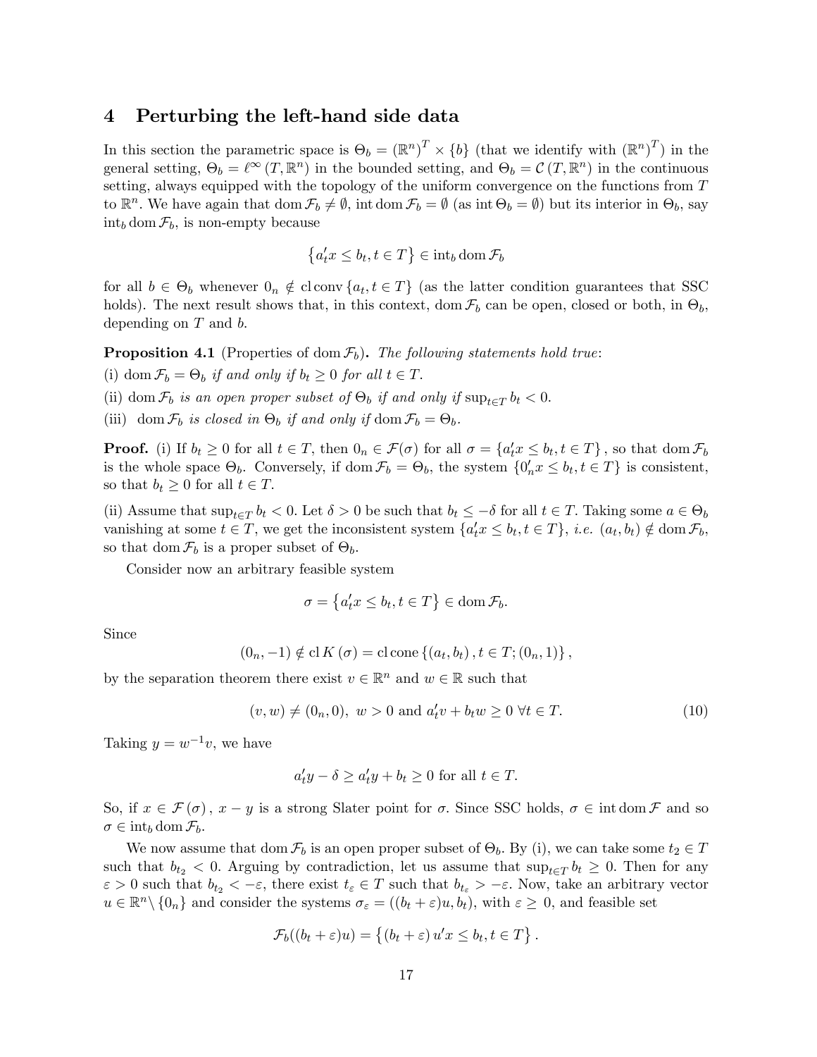## 4 Perturbing the left-hand side data

In this section the parametric space is $\Theta_b = (\mathbb{R}^n)^T \times \{b\}$ (that we identify with $(\mathbb{R}^n)^T$) in the general setting, $\Theta_b = \ell^\infty(T, \mathbb{R}^n)$ in the bounded setting, and $\Theta_b = \mathcal{C}(T, \mathbb{R}^n)$ in the continuous setting, always equipped with the topology of the uniform convergence on the functions from $T$ to $\mathbb{R}^n$. We have again that $\operatorname{dom} \mathcal{F}_b \neq \emptyset$, $\operatorname{int} \operatorname{dom} \mathcal{F}_b = \emptyset$ (as $\operatorname{int} \Theta_b = \emptyset$) but its interior in $\Theta_b$, say $\operatorname{int}_b \operatorname{dom} \mathcal{F}_b$, is non-empty because

$$\{a_t' x \leq b_t, t \in T\} \in \operatorname{int}_b \operatorname{dom} \mathcal{F}_b$$

for all $b \in \Theta_b$ whenever $0_n \notin \operatorname{cl} \operatorname{conv} \{a_t, t \in T\}$ (as the latter condition guarantees that SSC holds). The next result shows that, in this context, $\operatorname{dom} \mathcal{F}_b$ can be open, closed or both, in $\Theta_b$, depending on $T$ and $b$.

**Proposition 4.1** (Properties of $\operatorname{dom} \mathcal{F}_b$)**.** *The following statements hold true*:

(i) $\operatorname{dom} \mathcal{F}_b = \Theta_b$ *if and only if* $b_t \geq 0$ *for all* $t \in T$.

(ii) $\operatorname{dom} \mathcal{F}_b$ *is an open proper subset of* $\Theta_b$ *if and only if* $\sup_{t \in T} b_t < 0$.

(iii) $\operatorname{dom} \mathcal{F}_b$ *is closed in* $\Theta_b$ *if and only if* $\operatorname{dom} \mathcal{F}_b = \Theta_b$.

**Proof.** (i) If $b_t \geq 0$ for all $t \in T$, then $0_n \in \mathcal{F}(\sigma)$ for all $\sigma = \{a_t' x \leq b_t, t \in T\}$, so that $\operatorname{dom} \mathcal{F}_b$ is the whole space $\Theta_b$. Conversely, if $\operatorname{dom} \mathcal{F}_b = \Theta_b$, the system $\{0_n' x \leq b_t, t \in T\}$ is consistent, so that $b_t \geq 0$ for all $t \in T$.

(ii) Assume that $\sup_{t \in T} b_t < 0$. Let $\delta > 0$ be such that $b_t \leq -\delta$ for all $t \in T$. Taking some $a \in \Theta_b$ vanishing at some $t \in T$, we get the inconsistent system $\{a_t' x \leq b_t, t \in T\}$, *i.e.* $(a_t, b_t) \notin \operatorname{dom} \mathcal{F}_b$, so that $\operatorname{dom} \mathcal{F}_b$ is a proper subset of $\Theta_b$.

Consider now an arbitrary feasible system

$$\sigma = \{a_t' x \leq b_t, t \in T\} \in \operatorname{dom} \mathcal{F}_b.$$

Since

$$(0_n, -1) \notin \operatorname{cl} K(\sigma) = \operatorname{cl} \operatorname{cone} \{(a_t, b_t), t \in T; (0_n, 1)\},$$

by the separation theorem there exist $v \in \mathbb{R}^n$ and $w \in \mathbb{R}$ such that

$$(v, w) \neq (0_n, 0), \ w > 0 \text{ and } a_t' v + b_t w \geq 0 \ \forall t \in T. \tag{10}$$

Taking $y = w^{-1} v$, we have

$$a_t' y - \delta \geq a_t' y + b_t \geq 0 \text{ for all } t \in T.$$

So, if $x \in \mathcal{F}(\sigma)$, $x - y$ is a strong Slater point for $\sigma$. Since SSC holds, $\sigma \in \operatorname{int} \operatorname{dom} \mathcal{F}$ and so $\sigma \in \operatorname{int}_b \operatorname{dom} \mathcal{F}_b$.

We now assume that $\operatorname{dom} \mathcal{F}_b$ is an open proper subset of $\Theta_b$. By (i), we can take some $t_2 \in T$ such that $b_{t_2} < 0$. Arguing by contradiction, let us assume that $\sup_{t \in T} b_t \geq 0$. Then for any $\varepsilon > 0$ such that $b_{t_2} < -\varepsilon$, there exist $t_\varepsilon \in T$ such that $b_{t_\varepsilon} > -\varepsilon$. Now, take an arbitrary vector $u \in \mathbb{R}^n \setminus \{0_n\}$ and consider the systems $\sigma_\varepsilon = ((b_t + \varepsilon) u, b_t)$, with $\varepsilon \geq 0$, and feasible set

$$\mathcal{F}_b((b_t + \varepsilon) u) = \{(b_t + \varepsilon) u' x \leq b_t, t \in T\}.$$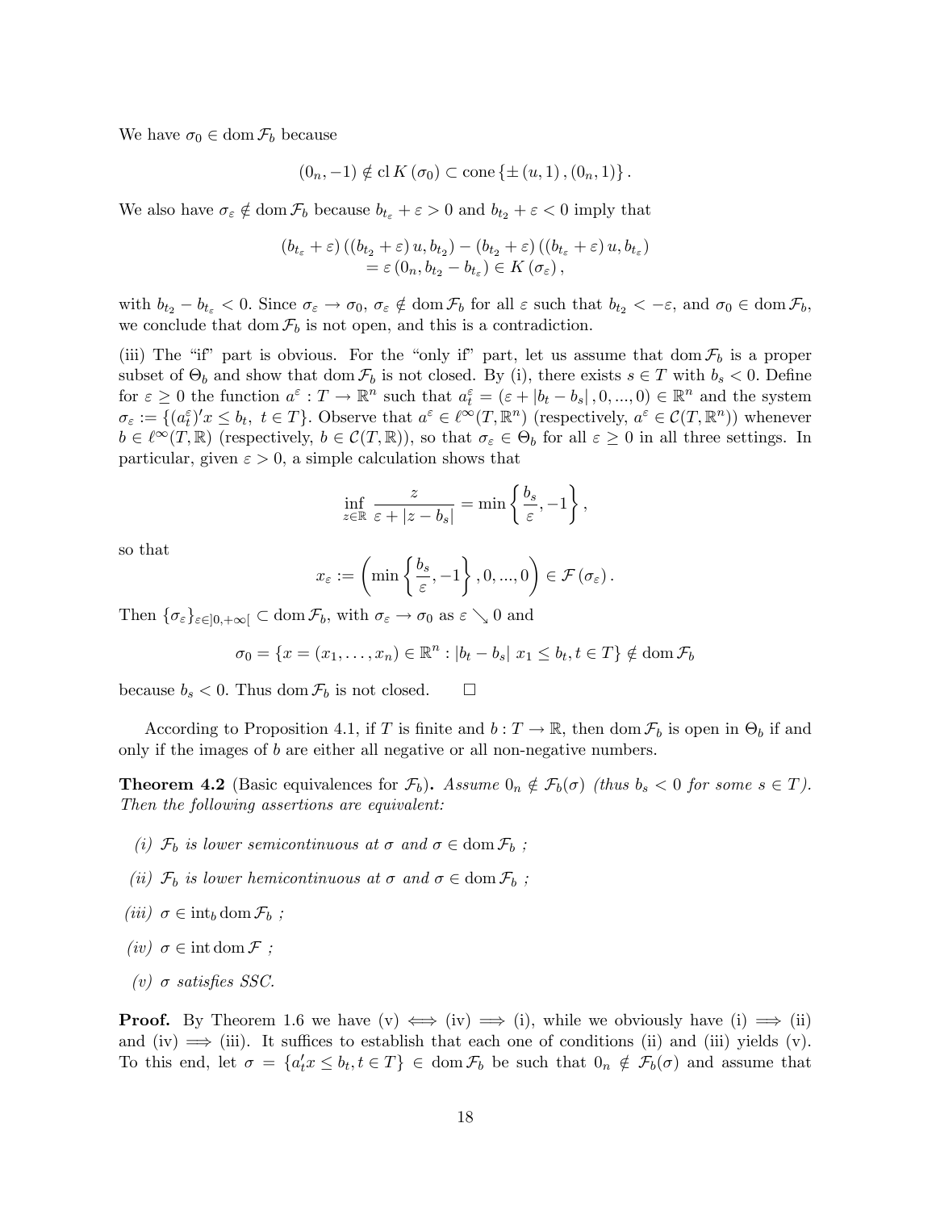We have $\sigma_0 \in \operatorname{dom} \mathcal{F}_b$ because

$$(0_n, -1) \notin \operatorname{cl} K(\sigma_0) \subset \operatorname{cone}\{\pm(u,1), (0_n, 1)\}.$$

We also have $\sigma_\varepsilon \notin \operatorname{dom} \mathcal{F}_b$ because $b_{t_\varepsilon} + \varepsilon > 0$ and $b_{t_2} + \varepsilon < 0$ imply that

$$\begin{aligned}(b_{t_\varepsilon} + \varepsilon)\left((b_{t_2} + \varepsilon) u, b_{t_2}\right) - (b_{t_2} + \varepsilon)\left((b_{t_\varepsilon} + \varepsilon) u, b_{t_\varepsilon}\right) \\ = \varepsilon\left(0_n, b_{t_2} - b_{t_\varepsilon}\right) \in K(\sigma_\varepsilon),\end{aligned}$$

with $b_{t_2} - b_{t_\varepsilon} < 0$. Since $\sigma_\varepsilon \to \sigma_0$, $\sigma_\varepsilon \notin \operatorname{dom} \mathcal{F}_b$ for all $\varepsilon$ such that $b_{t_2} < -\varepsilon$, and $\sigma_0 \in \operatorname{dom} \mathcal{F}_b$, we conclude that $\operatorname{dom} \mathcal{F}_b$ is not open, and this is a contradiction.

(iii) The "if" part is obvious. For the "only if" part, let us assume that $\operatorname{dom} \mathcal{F}_b$ is a proper subset of $\Theta_b$ and show that $\operatorname{dom} \mathcal{F}_b$ is not closed. By (i), there exists $s \in T$ with $b_s < 0$. Define for $\varepsilon \geq 0$ the function $a^\varepsilon : T \to \mathbb{R}^n$ such that $a_t^\varepsilon = (\varepsilon + |b_t - b_s|, 0, ..., 0) \in \mathbb{R}^n$ and the system $\sigma_\varepsilon := \{(a_t^\varepsilon)' x \leq b_t,\ t \in T\}$. Observe that $a^\varepsilon \in \ell^\infty(T, \mathbb{R}^n)$ (respectively, $a^\varepsilon \in \mathcal{C}(T, \mathbb{R}^n)$) whenever $b \in \ell^\infty(T, \mathbb{R})$ (respectively, $b \in \mathcal{C}(T, \mathbb{R})$), so that $\sigma_\varepsilon \in \Theta_b$ for all $\varepsilon \geq 0$ in all three settings. In particular, given $\varepsilon > 0$, a simple calculation shows that

$$\inf_{z \in \mathbb{R}} \frac{z}{\varepsilon + |z - b_s|} = \min\left\{\frac{b_s}{\varepsilon}, -1\right\},$$

so that

$$x_\varepsilon := \left(\min\left\{\frac{b_s}{\varepsilon}, -1\right\}, 0, ..., 0\right) \in \mathcal{F}(\sigma_\varepsilon).$$

Then $\{\sigma_\varepsilon\}_{\varepsilon \in ]0, +\infty[} \subset \operatorname{dom} \mathcal{F}_b$, with $\sigma_\varepsilon \to \sigma_0$ as $\varepsilon \searrow 0$ and

$$\sigma_0 = \{x = (x_1, \ldots, x_n) \in \mathbb{R}^n : |b_t - b_s|\ x_1 \leq b_t, t \in T\} \notin \operatorname{dom} \mathcal{F}_b$$

because $b_s < 0$. Thus $\operatorname{dom} \mathcal{F}_b$ is not closed. $\square$

According to Proposition 4.1, if $T$ is finite and $b : T \to \mathbb{R}$, then $\operatorname{dom} \mathcal{F}_b$ is open in $\Theta_b$ if and only if the images of $b$ are either all negative or all non-negative numbers.

**Theorem 4.2** (Basic equivalences for $\mathcal{F}_b$)**.** *Assume $0_n \notin \mathcal{F}_b(\sigma)$ (thus $b_s < 0$ for some $s \in T$). Then the following assertions are equivalent:*

*(i) $\mathcal{F}_b$ is lower semicontinuous at $\sigma$ and $\sigma \in \operatorname{dom} \mathcal{F}_b$ ;*

*(ii) $\mathcal{F}_b$ is lower hemicontinuous at $\sigma$ and $\sigma \in \operatorname{dom} \mathcal{F}_b$ ;*

*(iii) $\sigma \in \operatorname{int}_b \operatorname{dom} \mathcal{F}_b$ ;*

*(iv) $\sigma \in \operatorname{int} \operatorname{dom} \mathcal{F}$ ;*

*(v) $\sigma$ satisfies SSC.*

**Proof.** By Theorem 1.6 we have (v) $\iff$ (iv) $\implies$ (i), while we obviously have (i) $\implies$ (ii) and (iv) $\implies$ (iii). It suffices to establish that each one of conditions (ii) and (iii) yields (v). To this end, let $\sigma = \{a_t' x \leq b_t, t \in T\} \in \operatorname{dom} \mathcal{F}_b$ be such that $0_n \notin \mathcal{F}_b(\sigma)$ and assume that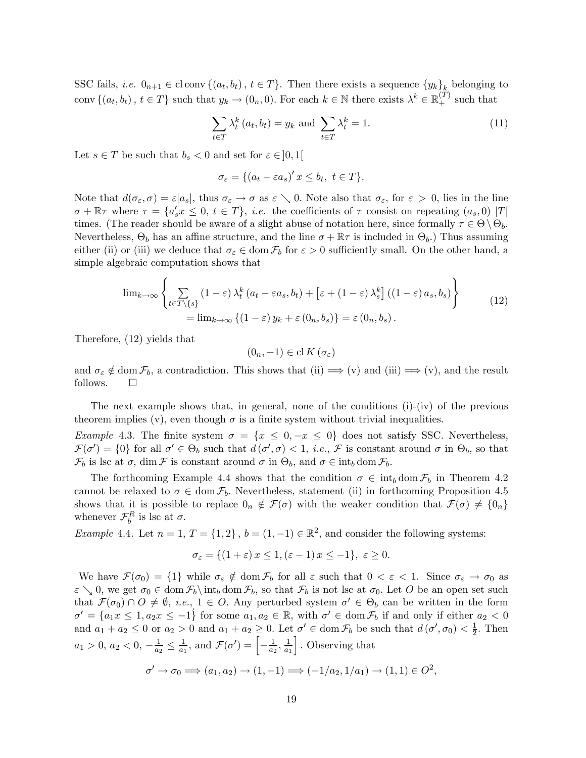SSC fails, *i.e.* $0_{n+1} \in \operatorname{cl} \operatorname{conv} \{(a_t, b_t), t \in T\}$. Then there exists a sequence $\{y_k\}_k$ belonging to $\operatorname{conv}\{(a_t, b_t), t \in T\}$ such that $y_k \to (0_n, 0)$. For each $k \in \mathbb{N}$ there exists $\lambda^k \in \mathbb{R}_+^{(T)}$ such that

$$\sum_{t \in T} \lambda_t^k (a_t, b_t) = y_k \text{ and } \sum_{t \in T} \lambda_t^k = 1. \tag{11}$$

Let $s \in T$ be such that $b_s < 0$ and set for $\varepsilon \in ]0, 1[$

$$\sigma_\varepsilon = \{(a_t - \varepsilon a_s)' x \leq b_t, \ t \in T\}.$$

Note that $d(\sigma_\varepsilon, \sigma) = \varepsilon |a_s|$, thus $\sigma_\varepsilon \to \sigma$ as $\varepsilon \searrow 0$. Note also that $\sigma_\varepsilon$, for $\varepsilon > 0$, lies in the line $\sigma + \mathbb{R}\tau$ where $\tau = \{a_s' x \leq 0, \ t \in T\}$, *i.e.* the coefficients of $\tau$ consist on repeating $(a_s, 0)$ $|T|$ times. (The reader should be aware of a slight abuse of notation here, since formally $\tau \in \Theta \setminus \Theta_b$. Nevertheless, $\Theta_b$ has an affine structure, and the line $\sigma + \mathbb{R}\tau$ is included in $\Theta_b$.) Thus assuming either (ii) or (iii) we deduce that $\sigma_\varepsilon \in \operatorname{dom} \mathcal{F}_b$ for $\varepsilon > 0$ sufficiently small. On the other hand, a simple algebraic computation shows that

$$\begin{array}{c} \lim_{k \to \infty} \left\{ \sum_{t \in T \setminus \{s\}} (1-\varepsilon) \lambda_t^k (a_t - \varepsilon a_s, b_t) + \left[\varepsilon + (1-\varepsilon)\lambda_s^k\right]((1-\varepsilon) a_s, b_s) \right\} \\ = \lim_{k \to \infty} \{(1-\varepsilon) y_k + \varepsilon (0_n, b_s)\} = \varepsilon (0_n, b_s). \end{array} \tag{12}$$

Therefore, (12) yields that

$$(0_n, -1) \in \operatorname{cl} K(\sigma_\varepsilon)$$

and $\sigma_\varepsilon \notin \operatorname{dom} \mathcal{F}_b$, a contradiction. This shows that (ii) $\Longrightarrow$ (v) and (iii) $\Longrightarrow$ (v), and the result follows. $\square$

The next example shows that, in general, none of the conditions (i)-(iv) of the previous theorem implies (v), even though $\sigma$ is a finite system without trivial inequalities.

*Example* 4.3. The finite system $\sigma = \{x \leq 0, -x \leq 0\}$ does not satisfy SSC. Nevertheless, $\mathcal{F}(\sigma') = \{0\}$ for all $\sigma' \in \Theta_b$ such that $d(\sigma', \sigma) < 1$, *i.e.*, $\mathcal{F}$ is constant around $\sigma$ in $\Theta_b$, so that $\mathcal{F}_b$ is lsc at $\sigma$, $\dim \mathcal{F}$ is constant around $\sigma$ in $\Theta_b$, and $\sigma \in \operatorname{int}_b \operatorname{dom} \mathcal{F}_b$.

The forthcoming Example 4.4 shows that the condition $\sigma \in \operatorname{int}_b \operatorname{dom} \mathcal{F}_b$ in Theorem 4.2 cannot be relaxed to $\sigma \in \operatorname{dom} \mathcal{F}_b$. Nevertheless, statement (ii) in forthcoming Proposition 4.5 shows that it is possible to replace $0_n \notin \mathcal{F}(\sigma)$ with the weaker condition that $\mathcal{F}(\sigma) \neq \{0_n\}$ whenever $\mathcal{F}_b^R$ is lsc at $\sigma$.

*Example* 4.4. Let $n = 1$, $T = \{1, 2\}$, $b = (1, -1) \in \mathbb{R}^2$, and consider the following systems:

$$\sigma_\varepsilon = \{(1+\varepsilon) x \leq 1, (\varepsilon - 1) x \leq -1\}, \ \varepsilon \geq 0.$$

We have $\mathcal{F}(\sigma_0) = \{1\}$ while $\sigma_\varepsilon \notin \operatorname{dom} \mathcal{F}_b$ for all $\varepsilon$ such that $0 < \varepsilon < 1$. Since $\sigma_\varepsilon \to \sigma_0$ as $\varepsilon \searrow 0$, we get $\sigma_0 \in \operatorname{dom} \mathcal{F}_b \setminus \operatorname{int}_b \operatorname{dom} \mathcal{F}_b$, so that $\mathcal{F}_b$ is not lsc at $\sigma_0$. Let $O$ be an open set such that $\mathcal{F}(\sigma_0) \cap O \neq \emptyset$, *i.e.*, $1 \in O$. Any perturbed system $\sigma' \in \Theta_b$ can be written in the form $\sigma' = \{a_1 x \leq 1, a_2 x \leq -1\}$ for some $a_1, a_2 \in \mathbb{R}$, with $\sigma' \in \operatorname{dom} \mathcal{F}_b$ if and only if either $a_2 < 0$ and $a_1 + a_2 \leq 0$ or $a_2 > 0$ and $a_1 + a_2 \geq 0$. Let $\sigma' \in \operatorname{dom} \mathcal{F}_b$ be such that $d(\sigma', \sigma_0) < \frac{1}{2}$. Then $a_1 > 0$, $a_2 < 0$, $-\frac{1}{a_2} \leq \frac{1}{a_1}$, and $\mathcal{F}(\sigma') = \left[-\frac{1}{a_2}, \frac{1}{a_1}\right]$. Observing that

$$\sigma' \to \sigma_0 \Longrightarrow (a_1, a_2) \to (1, -1) \Longrightarrow (-1/a_2, 1/a_1) \to (1, 1) \in O^2,$$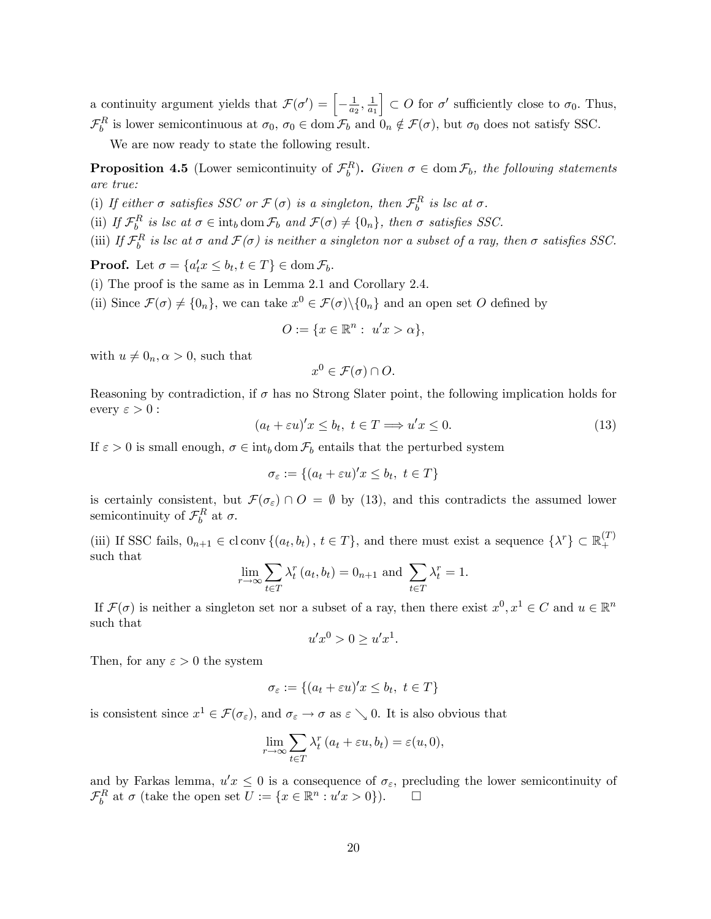a continuity argument yields that $\mathcal{F}(\sigma') = \left[-\frac{1}{a_2}, \frac{1}{a_1}\right] \subset O$ for $\sigma'$ sufficiently close to $\sigma_0$. Thus, $\mathcal{F}_b^R$ is lower semicontinuous at $\sigma_0$, $\sigma_0 \in \operatorname{dom} \mathcal{F}_b$ and $0_n \notin \mathcal{F}(\sigma)$, but $\sigma_0$ does not satisfy SSC.

We are now ready to state the following result.

**Proposition 4.5** (Lower semicontinuity of $\mathcal{F}_b^R$)**.** *Given $\sigma \in \operatorname{dom} \mathcal{F}_b$, the following statements are true:*

(i) *If either $\sigma$ satisfies SSC or $\mathcal{F}(\sigma)$ is a singleton, then $\mathcal{F}_b^R$ is lsc at $\sigma$.*

(ii) *If $\mathcal{F}_b^R$ is lsc at $\sigma \in \operatorname{int}_b \operatorname{dom} \mathcal{F}_b$ and $\mathcal{F}(\sigma) \neq \{0_n\}$, then $\sigma$ satisfies SSC.*

(iii) *If $\mathcal{F}_b^R$ is lsc at $\sigma$ and $\mathcal{F}(\sigma)$ is neither a singleton nor a subset of a ray, then $\sigma$ satisfies SSC.*

**Proof.** Let $\sigma = \{a_t' x \leq b_t, t \in T\} \in \operatorname{dom} \mathcal{F}_b$.

(i) The proof is the same as in Lemma 2.1 and Corollary 2.4.

(ii) Since $\mathcal{F}(\sigma) \neq \{0_n\}$, we can take $x^0 \in \mathcal{F}(\sigma) \backslash \{0_n\}$ and an open set $O$ defined by

$$O := \{x \in \mathbb{R}^n : \ u'x > \alpha\},$$

with $u \neq 0_n, \alpha > 0$, such that

$$x^0 \in \mathcal{F}(\sigma) \cap O.$$

Reasoning by contradiction, if $\sigma$ has no Strong Slater point, the following implication holds for every $\varepsilon > 0$ :

$$(a_t + \varepsilon u)'x \leq b_t, \ t \in T \Longrightarrow u'x \leq 0. \tag{13}$$

If $\varepsilon > 0$ is small enough, $\sigma \in \operatorname{int}_b \operatorname{dom} \mathcal{F}_b$ entails that the perturbed system

$$\sigma_\varepsilon := \{(a_t + \varepsilon u)'x \leq b_t, \ t \in T\}$$

is certainly consistent, but $\mathcal{F}(\sigma_\varepsilon) \cap O = \emptyset$ by (13), and this contradicts the assumed lower semicontinuity of $\mathcal{F}_b^R$ at $\sigma$.

(iii) If SSC fails, $0_{n+1} \in \operatorname{cl} \operatorname{conv} \{(a_t, b_t), t \in T\}$, and there must exist a sequence $\{\lambda^r\} \subset \mathbb{R}_+^{(T)}$ such that

$$\lim_{r \to \infty} \sum_{t \in T} \lambda_t^r (a_t, b_t) = 0_{n+1} \text{ and } \sum_{t \in T} \lambda_t^r = 1.$$

If $\mathcal{F}(\sigma)$ is neither a singleton set nor a subset of a ray, then there exist $x^0, x^1 \in C$ and $u \in \mathbb{R}^n$ such that

$$u'x^0 > 0 \geq u'x^1.$$

Then, for any $\varepsilon > 0$ the system

$$\sigma_\varepsilon := \{(a_t + \varepsilon u)'x \leq b_t, \ t \in T\}$$

is consistent since $x^1 \in \mathcal{F}(\sigma_\varepsilon)$, and $\sigma_\varepsilon \to \sigma$ as $\varepsilon \searrow 0$. It is also obvious that

$$\lim_{r \to \infty} \sum_{t \in T} \lambda_t^r (a_t + \varepsilon u, b_t) = \varepsilon(u, 0),$$

and by Farkas lemma, $u'x \leq 0$ is a consequence of $\sigma_\varepsilon$, precluding the lower semicontinuity of $\mathcal{F}_b^R$ at $\sigma$ (take the open set $U := \{x \in \mathbb{R}^n : u'x > 0\}$). $\square$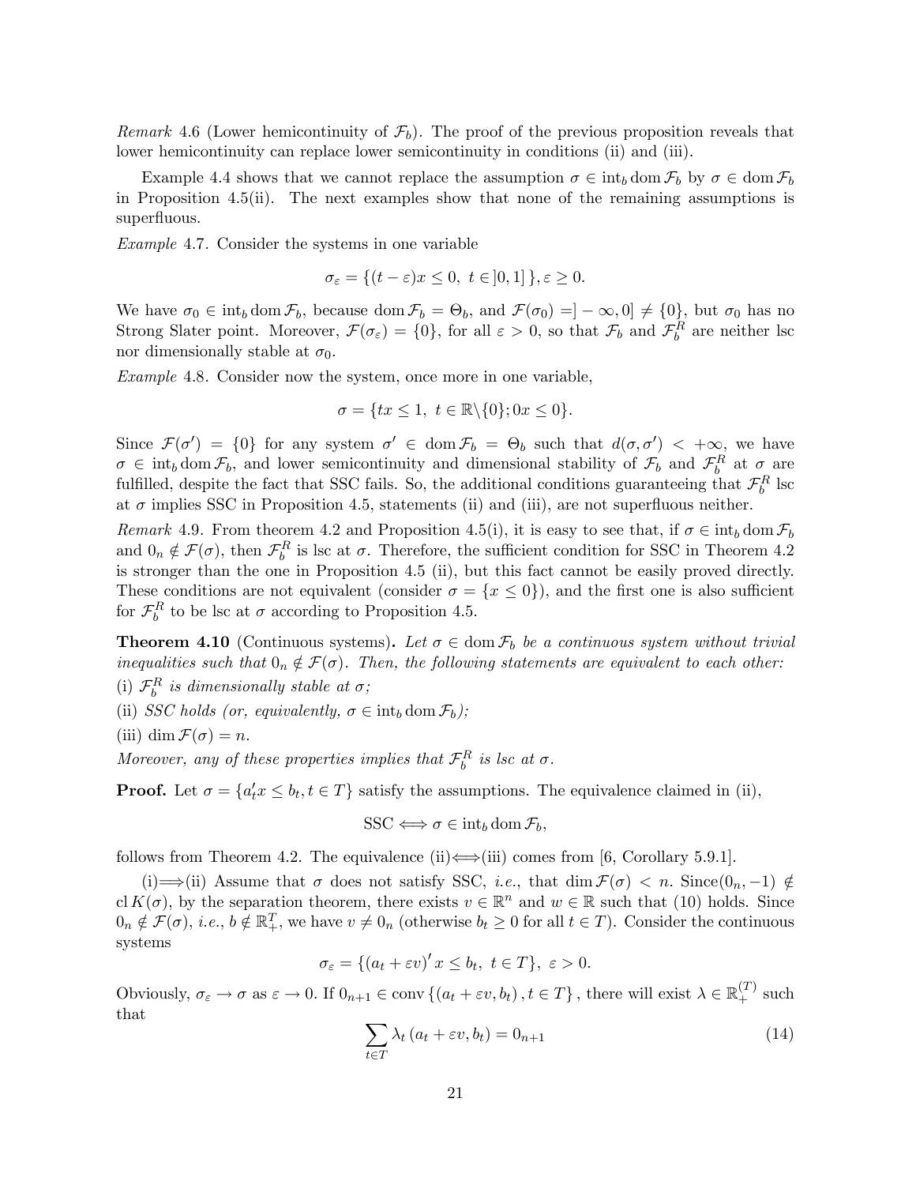*Remark* 4.6 (Lower hemicontinuity of $\mathcal{F}_b$). The proof of the previous proposition reveals that lower hemicontinuity can replace lower semicontinuity in conditions (ii) and (iii).

Example 4.4 shows that we cannot replace the assumption $\sigma \in \operatorname{int}_b \operatorname{dom} \mathcal{F}_b$ by $\sigma \in \operatorname{dom} \mathcal{F}_b$ in Proposition 4.5(ii). The next examples show that none of the remaining assumptions is superfluous.

*Example* 4.7. Consider the systems in one variable

$$\sigma_\varepsilon = \{(t-\varepsilon)x \leq 0,\ t \in ]0,1]\}, \varepsilon \geq 0.$$

We have $\sigma_0 \in \operatorname{int}_b \operatorname{dom} \mathcal{F}_b$, because $\operatorname{dom} \mathcal{F}_b = \Theta_b$, and $\mathcal{F}(\sigma_0) = ]-\infty, 0] \neq \{0\}$, but $\sigma_0$ has no Strong Slater point. Moreover, $\mathcal{F}(\sigma_\varepsilon) = \{0\}$, for all $\varepsilon > 0$, so that $\mathcal{F}_b$ and $\mathcal{F}_b^R$ are neither lsc nor dimensionally stable at $\sigma_0$.

*Example* 4.8. Consider now the system, once more in one variable,

$$\sigma = \{tx \leq 1,\ t \in \mathbb{R}\backslash\{0\}; 0x \leq 0\}.$$

Since $\mathcal{F}(\sigma') = \{0\}$ for any system $\sigma' \in \operatorname{dom} \mathcal{F}_b = \Theta_b$ such that $d(\sigma, \sigma') < +\infty$, we have $\sigma \in \operatorname{int}_b \operatorname{dom} \mathcal{F}_b$, and lower semicontinuity and dimensional stability of $\mathcal{F}_b$ and $\mathcal{F}_b^R$ at $\sigma$ are fulfilled, despite the fact that SSC fails. So, the additional conditions guaranteeing that $\mathcal{F}_b^R$ lsc at $\sigma$ implies SSC in Proposition 4.5, statements (ii) and (iii), are not superfluous neither.

*Remark* 4.9. From theorem 4.2 and Proposition 4.5(i), it is easy to see that, if $\sigma \in \operatorname{int}_b \operatorname{dom} \mathcal{F}_b$ and $0_n \notin \mathcal{F}(\sigma)$, then $\mathcal{F}_b^R$ is lsc at $\sigma$. Therefore, the sufficient condition for SSC in Theorem 4.2 is stronger than the one in Proposition 4.5 (ii), but this fact cannot be easily proved directly. These conditions are not equivalent (consider $\sigma = \{x \leq 0\}$), and the first one is also sufficient for $\mathcal{F}_b^R$ to be lsc at $\sigma$ according to Proposition 4.5.

**Theorem 4.10** (Continuous systems). *Let $\sigma \in \operatorname{dom} \mathcal{F}_b$ be a continuous system without trivial inequalities such that $0_n \notin \mathcal{F}(\sigma)$. Then, the following statements are equivalent to each other:*
(i) *$\mathcal{F}_b^R$ is dimensionally stable at $\sigma$;*
(ii) *SSC holds (or, equivalently, $\sigma \in \operatorname{int}_b \operatorname{dom} \mathcal{F}_b$);*
(iii) $\dim \mathcal{F}(\sigma) = n$.
*Moreover, any of these properties implies that $\mathcal{F}_b^R$ is lsc at $\sigma$.*

**Proof.** Let $\sigma = \{a_t' x \leq b_t, t \in T\}$ satisfy the assumptions. The equivalence claimed in (ii),

$$\text{SSC} \Longleftrightarrow \sigma \in \operatorname{int}_b \operatorname{dom} \mathcal{F}_b,$$

follows from Theorem 4.2. The equivalence (ii)$\Longleftrightarrow$(iii) comes from [6, Corollary 5.9.1].

(i)$\Longrightarrow$(ii) Assume that $\sigma$ does not satisfy SSC, *i.e.*, that $\dim \mathcal{F}(\sigma) < n$. Since$(0_n, -1) \notin \operatorname{cl} K(\sigma)$, by the separation theorem, there exists $v \in \mathbb{R}^n$ and $w \in \mathbb{R}$ such that (10) holds. Since $0_n \notin \mathcal{F}(\sigma)$, *i.e.*, $b \notin \mathbb{R}_+^T$, we have $v \neq 0_n$ (otherwise $b_t \geq 0$ for all $t \in T$). Consider the continuous systems

$$\sigma_\varepsilon = \{(a_t + \varepsilon v)' x \leq b_t,\ t \in T\},\ \varepsilon > 0.$$

Obviously, $\sigma_\varepsilon \to \sigma$ as $\varepsilon \to 0$. If $0_{n+1} \in \operatorname{conv}\{(a_t + \varepsilon v, b_t), t \in T\}$, there will exist $\lambda \in \mathbb{R}_+^{(T)}$ such that

$$\sum_{t \in T} \lambda_t (a_t + \varepsilon v, b_t) = 0_{n+1} \tag{14}$$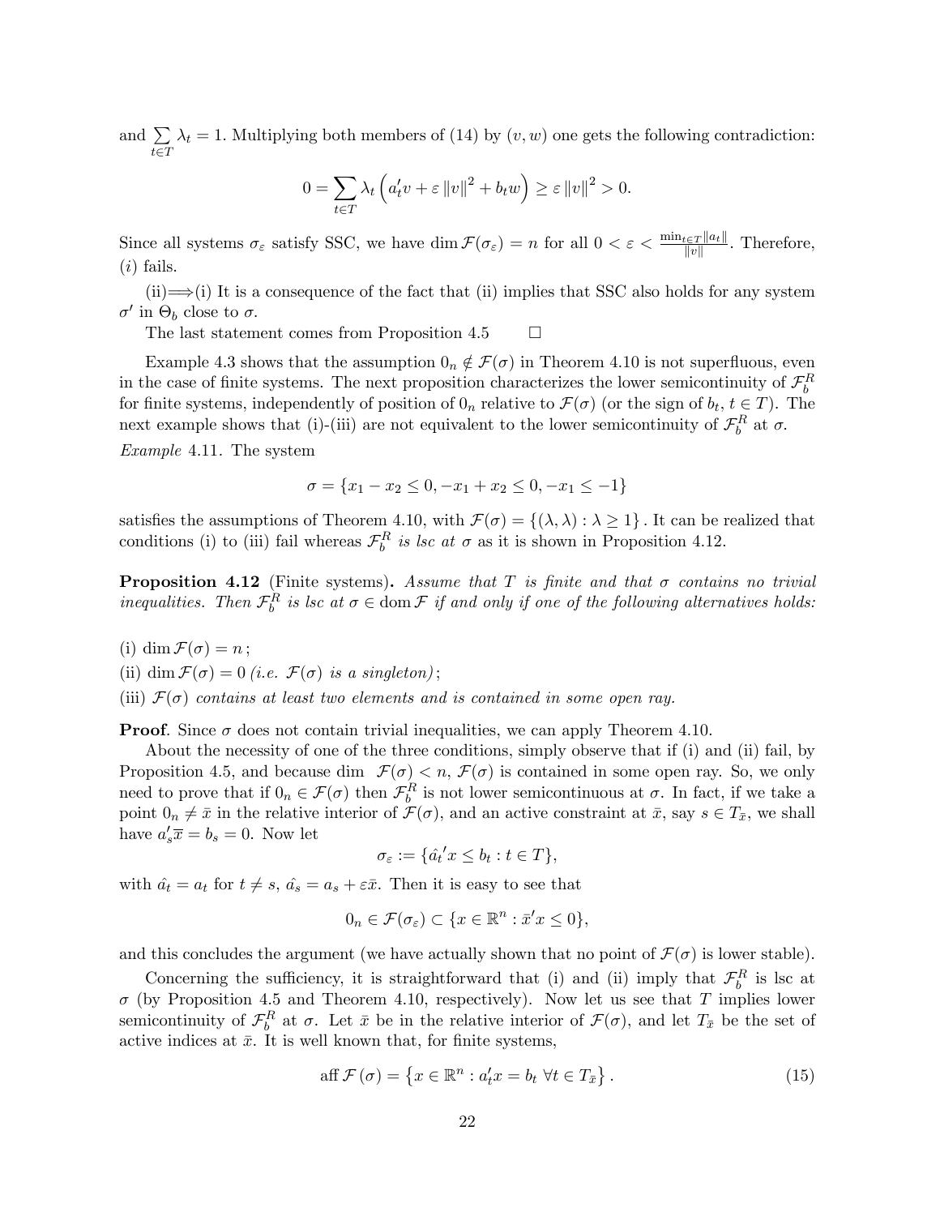and $\sum_{t\in T} \lambda_t = 1$. Multiplying both members of (14) by $(v, w)$ one gets the following contradiction:

$$0 = \sum_{t\in T} \lambda_t \left( a_t' v + \varepsilon \|v\|^2 + b_t w \right) \geq \varepsilon \|v\|^2 > 0.$$

Since all systems $\sigma_\varepsilon$ satisfy SSC, we have $\dim \mathcal{F}(\sigma_\varepsilon) = n$ for all $0 < \varepsilon < \frac{\min_{t\in T}\|a_t\|}{\|v\|}$. Therefore, $(i)$ fails.

(ii)$\Longrightarrow$(i) It is a consequence of the fact that (ii) implies that SSC also holds for any system $\sigma'$ in $\Theta_b$ close to $\sigma$.

The last statement comes from Proposition 4.5 $\qquad\square$

Example 4.3 shows that the assumption $0_n \notin \mathcal{F}(\sigma)$ in Theorem 4.10 is not superfluous, even in the case of finite systems. The next proposition characterizes the lower semicontinuity of $\mathcal{F}_b^R$ for finite systems, independently of position of $0_n$ relative to $\mathcal{F}(\sigma)$ (or the sign of $b_t$, $t \in T$). The next example shows that (i)-(iii) are not equivalent to the lower semicontinuity of $\mathcal{F}_b^R$ at $\sigma$.

*Example* 4.11. The system

$$\sigma = \{x_1 - x_2 \leq 0, -x_1 + x_2 \leq 0, -x_1 \leq -1\}$$

satisfies the assumptions of Theorem 4.10, with $\mathcal{F}(\sigma) = \{(\lambda, \lambda) : \lambda \geq 1\}$. It can be realized that conditions (i) to (iii) fail whereas $\mathcal{F}_b^R$ *is lsc at* $\sigma$ as it is shown in Proposition 4.12.

**Proposition 4.12** (Finite systems)**.** *Assume that $T$ is finite and that $\sigma$ contains no trivial inequalities. Then $\mathcal{F}_b^R$ is lsc at $\sigma \in \operatorname{dom} \mathcal{F}$ if and only if one of the following alternatives holds:*

(i) $\dim \mathcal{F}(\sigma) = n$ ;

(ii) $\dim \mathcal{F}(\sigma) = 0$ *(i.e. $\mathcal{F}(\sigma)$ is a singleton)*;

(iii) *$\mathcal{F}(\sigma)$ contains at least two elements and is contained in some open ray.*

**Proof**. Since $\sigma$ does not contain trivial inequalities, we can apply Theorem 4.10.

About the necessity of one of the three conditions, simply observe that if (i) and (ii) fail, by Proposition 4.5, and because dim $\mathcal{F}(\sigma) < n$, $\mathcal{F}(\sigma)$ is contained in some open ray. So, we only need to prove that if $0_n \in \mathcal{F}(\sigma)$ then $\mathcal{F}_b^R$ is not lower semicontinuous at $\sigma$. In fact, if we take a point $0_n \neq \bar{x}$ in the relative interior of $\mathcal{F}(\sigma)$, and an active constraint at $\bar{x}$, say $s \in T_{\bar{x}}$, we shall have $a_s'\bar{x} = b_s = 0$. Now let

$$\sigma_\varepsilon := \{\hat{a_t}' x \leq b_t : t \in T\},$$

with $\hat{a_t} = a_t$ for $t \neq s$, $\hat{a_s} = a_s + \varepsilon\bar{x}$. Then it is easy to see that

$$0_n \in \mathcal{F}(\sigma_\varepsilon) \subset \{x \in \mathbb{R}^n : \bar{x}'x \leq 0\},$$

and this concludes the argument (we have actually shown that no point of $\mathcal{F}(\sigma)$ is lower stable).

Concerning the sufficiency, it is straightforward that (i) and (ii) imply that $\mathcal{F}_b^R$ is lsc at $\sigma$ (by Proposition 4.5 and Theorem 4.10, respectively). Now let us see that $T$ implies lower semicontinuity of $\mathcal{F}_b^R$ at $\sigma$. Let $\bar{x}$ be in the relative interior of $\mathcal{F}(\sigma)$, and let $T_{\bar{x}}$ be the set of active indices at $\bar{x}$. It is well known that, for finite systems,

$$\operatorname{aff} \mathcal{F}(\sigma) = \left\{ x \in \mathbb{R}^n : a_t' x = b_t \ \forall t \in T_{\bar{x}} \right\}. \tag{15}$$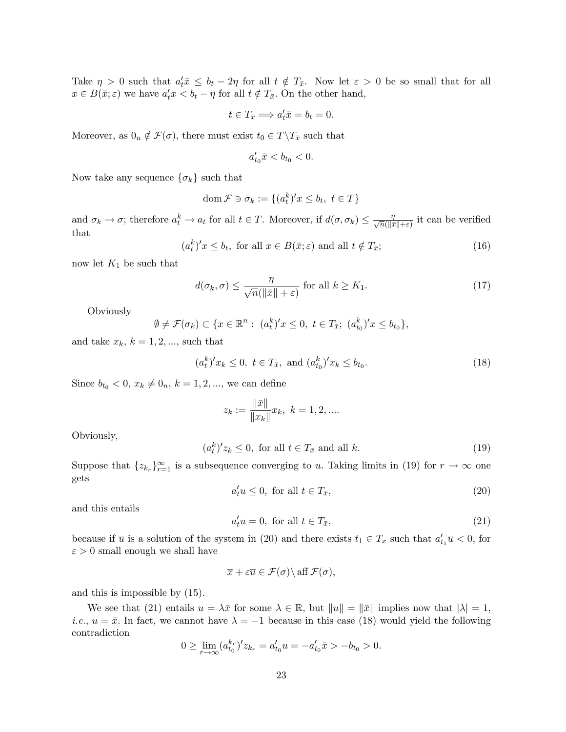Take $\eta > 0$ such that $a_t'\bar{x} \leq b_t - 2\eta$ for all $t \notin T_{\bar{x}}$. Now let $\varepsilon > 0$ be so small that for all $x \in B(\bar{x}; \varepsilon)$ we have $a_t'x < b_t - \eta$ for all $t \notin T_{\bar{x}}$. On the other hand,

$$t \in T_{\bar{x}} \Longrightarrow a_t'\bar{x} = b_t = 0.$$

Moreover, as $0_n \notin \mathcal{F}(\sigma)$, there must exist $t_0 \in T \backslash T_{\bar{x}}$ such that

$$a_{t_0}'\bar{x} < b_{t_0} < 0.$$

Now take any sequence $\{\sigma_k\}$ such that

$$\operatorname{dom} \mathcal{F} \ni \sigma_k := \{(a_t^k)'x \leq b_t, \ t \in T\}$$

and $\sigma_k \to \sigma$; therefore $a_t^k \to a_t$ for all $t \in T$. Moreover, if $d(\sigma, \sigma_k) \leq \frac{\eta}{\sqrt{n}(\|\bar{x}\|+\varepsilon)}$ it can be verified that

$$(a_t^k)'x \leq b_t, \text{ for all } x \in B(\bar{x}; \varepsilon) \text{ and all } t \notin T_{\bar{x}}; \tag{16}$$

now let $K_1$ be such that

$$d(\sigma_k, \sigma) \leq \frac{\eta}{\sqrt{n}(\|\bar{x}\| + \varepsilon)} \text{ for all } k \geq K_1. \tag{17}$$

Obviously

$$\emptyset \neq \mathcal{F}(\sigma_k) \subset \{x \in \mathbb{R}^n : \ (a_t^k)'x \leq 0, \ t \in T_{\bar{x}}; \ (a_{t_0}^k)'x \leq b_{t_0}\},$$

and take $x_k$, $k = 1, 2, ...$, such that

$$(a_t^k)'x_k \leq 0, \ t \in T_{\bar{x}}, \text{ and } (a_{t_0}^k)'x_k \leq b_{t_0}. \tag{18}$$

Since $b_{t_0} < 0$, $x_k \neq 0_n$, $k = 1, 2, ...$, we can define

$$z_k := \frac{\|\bar{x}\|}{\|x_k\|}x_k, \ k = 1, 2, ....$$

Obviously,

$$(a_t^k)'z_k \leq 0, \text{ for all } t \in T_{\bar{x}} \text{ and all } k. \tag{19}$$

Suppose that $\{z_{k_r}\}_{r=1}^{\infty}$ is a subsequence converging to $u$. Taking limits in (19) for $r \to \infty$ one gets

$$a_t'u \leq 0, \text{ for all } t \in T_{\bar{x}}, \tag{20}$$

and this entails

$$a_t'u = 0, \text{ for all } t \in T_{\bar{x}}, \tag{21}$$

because if $\overline{u}$ is a solution of the system in (20) and there exists $t_1 \in T_{\bar{x}}$ such that $a_{t_1}'\overline{u} < 0$, for $\varepsilon > 0$ small enough we shall have

$$\overline{x} + \varepsilon\overline{u} \in \mathcal{F}(\sigma) \backslash \operatorname{aff} \mathcal{F}(\sigma),$$

and this is impossible by (15).

We see that (21) entails $u = \lambda\bar{x}$ for some $\lambda \in \mathbb{R}$, but $\|u\| = \|\bar{x}\|$ implies now that $|\lambda| = 1$, *i.e.*, $u = \bar{x}$. In fact, we cannot have $\lambda = -1$ because in this case (18) would yield the following contradiction

$$0 \geq \lim_{r\to\infty} (a_{t_0}^{k_r})'z_{k_r} = a_{t_0}'u = -a_{t_0}'\bar{x} > -b_{t_0} > 0.$$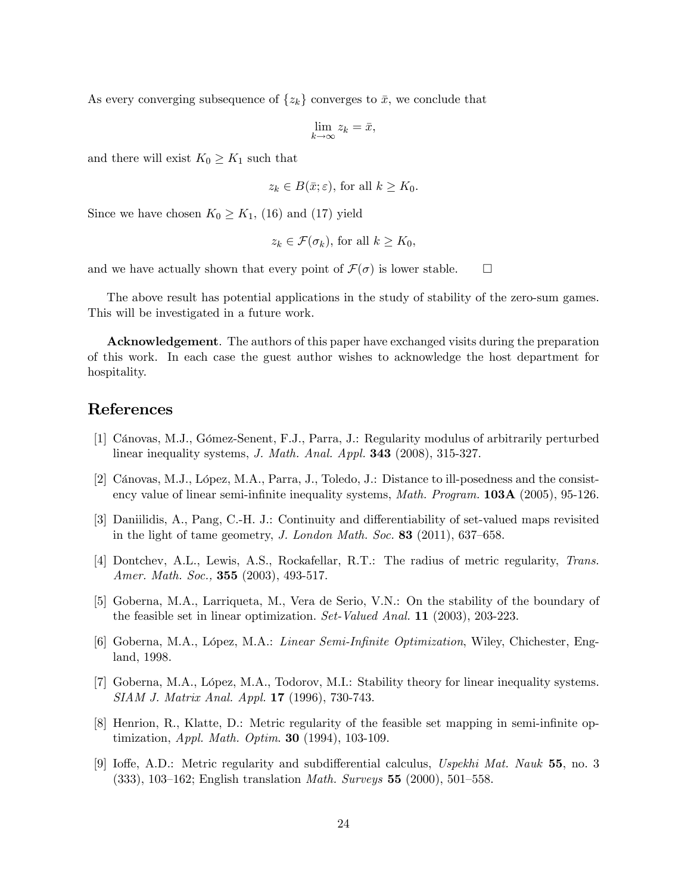As every converging subsequence of $\{z_k\}$ converges to $\bar{x}$, we conclude that

$$\lim_{k\to\infty} z_k = \bar{x},$$

and there will exist $K_0 \geq K_1$ such that

$$z_k \in B(\bar{x};\varepsilon), \text{ for all } k \geq K_0.$$

Since we have chosen $K_0 \geq K_1$, (16) and (17) yield

$$z_k \in \mathcal{F}(\sigma_k), \text{ for all } k \geq K_0,$$

and we have actually shown that every point of $\mathcal{F}(\sigma)$ is lower stable. $\square$

The above result has potential applications in the study of stability of the zero-sum games. This will be investigated in a future work.

**Acknowledgement**. The authors of this paper have exchanged visits during the preparation of this work. In each case the guest author wishes to acknowledge the host department for hospitality.

## References

[1] Cánovas, M.J., Gómez-Senent, F.J., Parra, J.: Regularity modulus of arbitrarily perturbed linear inequality systems, *J. Math. Anal. Appl.* **343** (2008), 315-327.

[2] Cánovas, M.J., López, M.A., Parra, J., Toledo, J.: Distance to ill-posedness and the consistency value of linear semi-infinite inequality systems, *Math. Program.* **103A** (2005), 95-126.

[3] Daniilidis, A., Pang, C.-H. J.: Continuity and differentiability of set-valued maps revisited in the light of tame geometry, *J. London Math. Soc.* **83** (2011), 637–658.

[4] Dontchev, A.L., Lewis, A.S., Rockafellar, R.T.: The radius of metric regularity, *Trans. Amer. Math. Soc.,* **355** (2003), 493-517.

[5] Goberna, M.A., Larriqueta, M., Vera de Serio, V.N.: On the stability of the boundary of the feasible set in linear optimization. *Set-Valued Anal.* **11** (2003), 203-223.

[6] Goberna, M.A., López, M.A.: *Linear Semi-Infinite Optimization*, Wiley, Chichester, England, 1998.

[7] Goberna, M.A., López, M.A., Todorov, M.I.: Stability theory for linear inequality systems. *SIAM J. Matrix Anal. Appl.* **17** (1996), 730-743.

[8] Henrion, R., Klatte, D.: Metric regularity of the feasible set mapping in semi-infinite optimization, *Appl. Math. Optim.* **30** (1994), 103-109.

[9] Ioffe, A.D.: Metric regularity and subdifferential calculus, *Uspekhi Mat. Nauk* **55**, no. 3 (333), 103–162; English translation *Math. Surveys* **55** (2000), 501–558.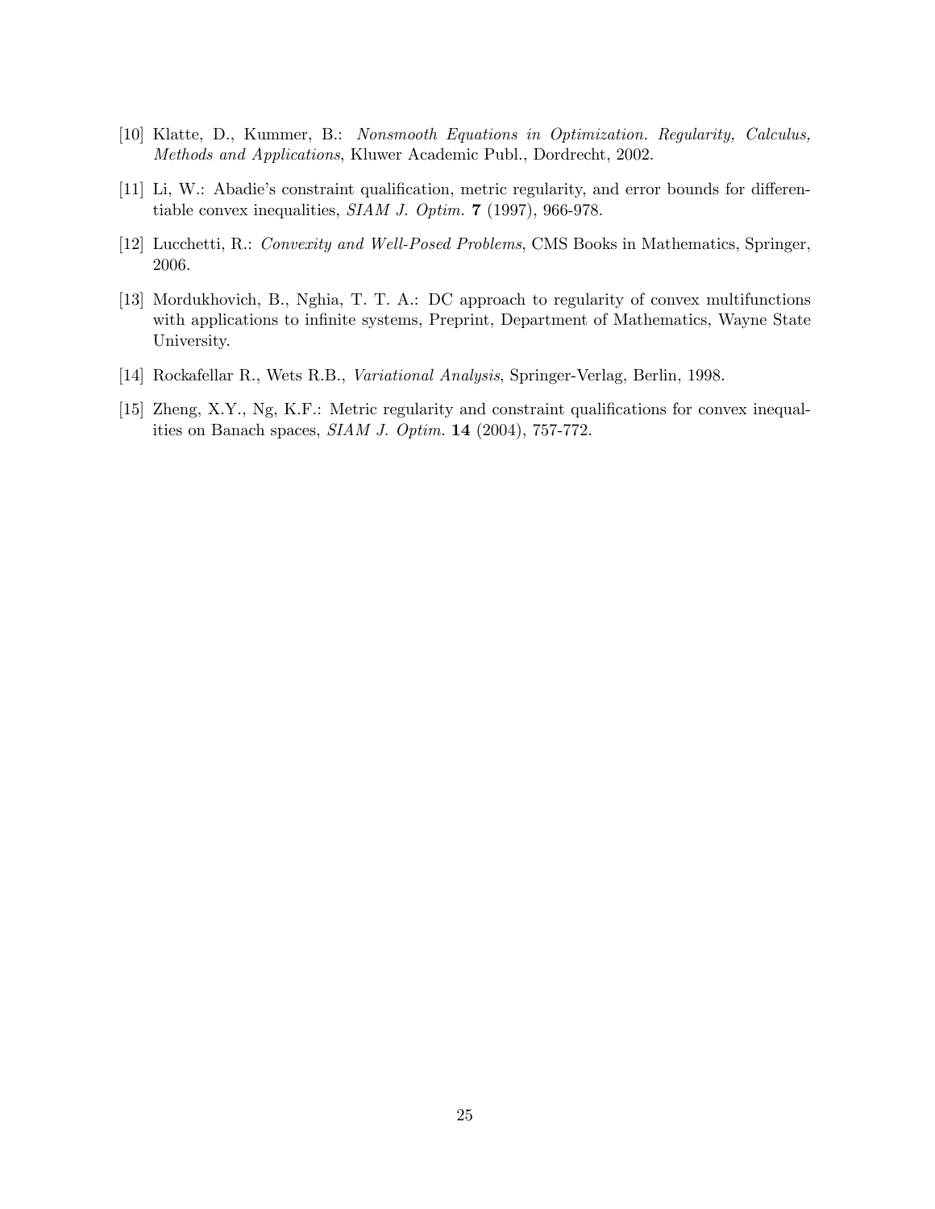[10] Klatte, D., Kummer, B.: *Nonsmooth Equations in Optimization. Regularity, Calculus, Methods and Applications*, Kluwer Academic Publ., Dordrecht, 2002.

[11] Li, W.: Abadie's constraint qualification, metric regularity, and error bounds for differentiable convex inequalities, *SIAM J. Optim.* **7** (1997), 966-978.

[12] Lucchetti, R.: *Convexity and Well-Posed Problems*, CMS Books in Mathematics, Springer, 2006.

[13] Mordukhovich, B., Nghia, T. T. A.: DC approach to regularity of convex multifunctions with applications to infinite systems, Preprint, Department of Mathematics, Wayne State University.

[14] Rockafellar R., Wets R.B., *Variational Analysis*, Springer-Verlag, Berlin, 1998.

[15] Zheng, X.Y., Ng, K.F.: Metric regularity and constraint qualifications for convex inequalities on Banach spaces, *SIAM J. Optim.* **14** (2004), 757-772.